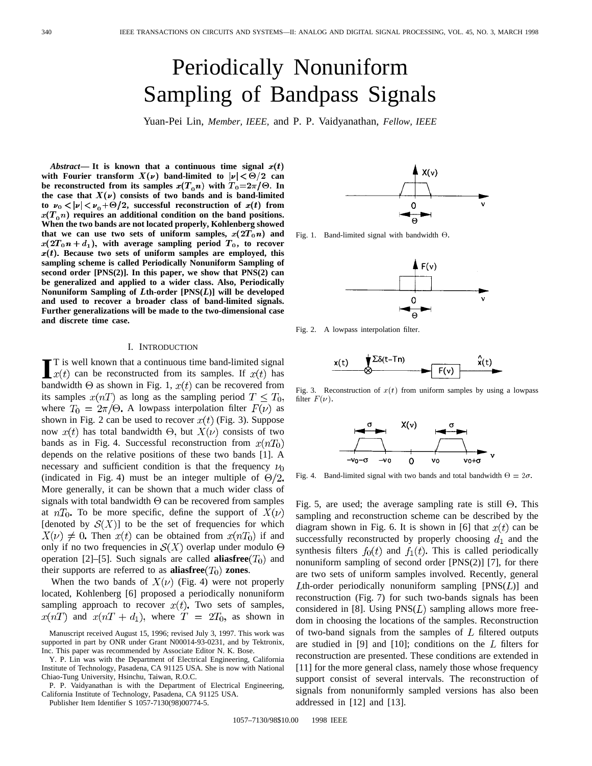# Periodically Nonuniform Sampling of Bandpass Signals

Yuan-Pei Lin, *Member, IEEE,* and P. P. Vaidyanathan, *Fellow, IEEE*

***Abstract*— It is known that a continuous time signal $x(t)$ with Fourier transform $X(\nu)$ band-limited to $|\nu| < \Theta/2$ can be reconstructed from its samples $x(T_0 n)$ with $T_0 = 2\pi/\Theta$. In the case that $X(\nu)$ consists of two bands and is band-limited to $\nu_0 < |\nu| < \nu_0 + \Theta/2$, successful reconstruction of $x(t)$ from $x(T_0 n)$ requires an additional condition on the band positions. When the two bands are not located properly, Kohlenberg showed that we can use two sets of uniform samples, $x(2T_0 n)$ and $x(2T_0 n + d_1)$, with average sampling period $T_0$, to recover $x(t)$. Because two sets of uniform samples are employed, this sampling scheme is called Periodically Nonuniform Sampling of second order [PNS(2)]. In this paper, we show that PNS(2) can be generalized and applied to a wider class. Also, Periodically Nonuniform Sampling of $L$th-order [PNS($L$)] will be developed and used to recover a broader class of band-limited signals. Further generalizations will be made to the two-dimensional case and discrete time case.**

## I. Introduction

It is well known that a continuous time band-limited signal $x(t)$ can be reconstructed from its samples. If $x(t)$ has bandwidth $\Theta$ as shown in Fig. 1, $x(t)$ can be recovered from its samples $x(nT)$ as long as the sampling period $T \le T_0$, where $T_0 = 2\pi/\Theta$. A lowpass interpolation filter $F(\nu)$ as shown in Fig. 2 can be used to recover $x(t)$ (Fig. 3). Suppose now $x(t)$ has total bandwidth $\Theta$, but $X(\nu)$ consists of two bands as in Fig. 4. Successful reconstruction from $x(nT_0)$ depends on the relative positions of these two bands [1]. A necessary and sufficient condition is that the frequency $\nu_0$ (indicated in Fig. 4) must be an integer multiple of $\Theta/2$. More generally, it can be shown that a much wider class of signals with total bandwidth $\Theta$ can be recovered from samples at $nT_0$. To be more specific, define the support of $X(\nu)$ [denoted by $\mathcal{S}(X)$] to be the set of frequencies for which $X(\nu) \neq 0$. Then $x(t)$ can be obtained from $x(nT_0)$ if and only if no two frequencies in $\mathcal{S}(X)$ overlap under modulo $\Theta$ operation [2]–[5]. Such signals are called **aliasfree**$(T_0)$ and their supports are referred to as **aliasfree**$(T_0)$ **zones**.

When the two bands of $X(\nu)$ (Fig. 4) were not properly located, Kohlenberg [6] proposed a periodically nonuniform sampling approach to recover $x(t)$. Two sets of samples, $x(nT)$ and $x(nT + d_1)$, where $T = 2T_0$, as shown in Fig. 5, are used; the average sampling rate is still $\Theta$. This sampling and reconstruction scheme can be described by the diagram shown in Fig. 6. It is shown in [6] that $x(t)$ can be successfully reconstructed by properly choosing $d_1$ and the synthesis filters $f_0(t)$ and $f_1(t)$. This is called periodically nonuniform sampling of second order [PNS(2)] [7], for there are two sets of uniform samples involved. Recently, general $L$th-order periodically nonuniform sampling [PNS($L$)] and reconstruction (Fig. 7) for such two-bands signals has been considered in [8]. Using PNS($L$) sampling allows more freedom in choosing the locations of the samples. Reconstruction of two-band signals from the samples of $L$ filtered outputs are studied in [9] and [10]; conditions on the $L$ filters for reconstruction are presented. These conditions are extended in [11] for the more general class, namely those whose frequency support consist of several intervals. The reconstruction of signals from nonuniformly sampled versions has also been addressed in [12] and [13].

Fig. 1. Band-limited signal with bandwidth $\Theta$.

Fig. 2. A lowpass interpolation filter.

Fig. 3. Reconstruction of $x(t)$ from uniform samples by using a lowpass filter $F(\nu)$.

Fig. 4. Band-limited signal with two bands and total bandwidth $\Theta = 2\sigma$.

Manuscript received August 15, 1996; revised July 3, 1997. This work was supported in part by ONR under Grant N00014-93-0231, and by Tektronix, Inc. This paper was recommended by Associate Editor N. K. Bose.

Y. P. Lin was with the Department of Electrical Engineering, California Institute of Technology, Pasadena, CA 91125 USA. She is now with National Chiao-Tung University, Hsinchu, Taiwan, R.O.C.

P. P. Vaidyanathan is with the Department of Electrical Engineering, California Institute of Technology, Pasadena, CA 91125 USA.

Publisher Item Identifier S 1057-7130(98)00774-5.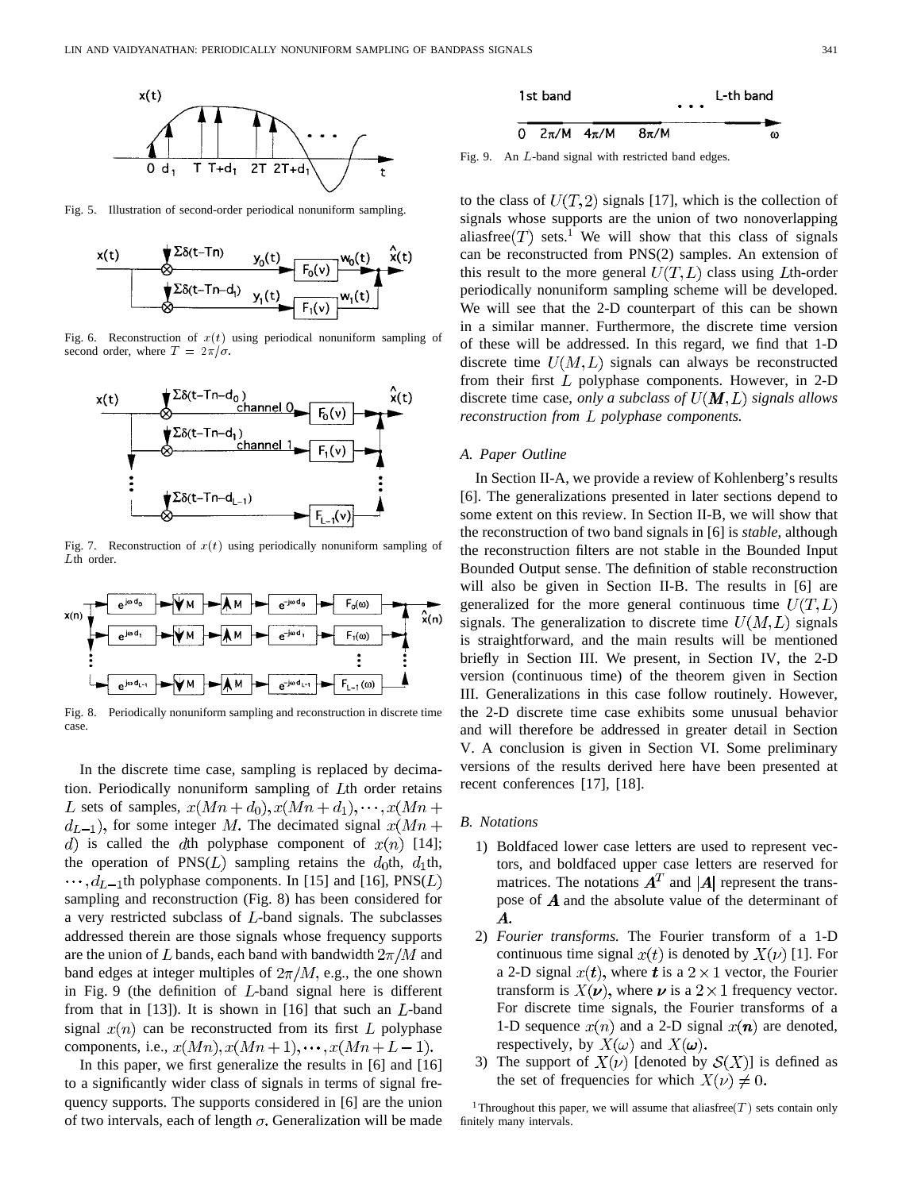Fig. 5. Illustration of second-order periodical nonuniform sampling.

Fig. 6. Reconstruction of $x(t)$ using periodical nonuniform sampling of second order, where $T = 2\pi/\sigma$.

Fig. 7. Reconstruction of $x(t)$ using periodically nonuniform sampling of $L$th order.

Fig. 8. Periodically nonuniform sampling and reconstruction in discrete time case.

In the discrete time case, sampling is replaced by decimation. Periodically nonuniform sampling of $L$th order retains $L$ sets of samples, $x(Mn+d_0), x(Mn+d_1), \cdots, x(Mn+d_{L-1})$, for some integer $M$. The decimated signal $x(Mn+d)$ is called the $d$th polyphase component of $x(n)$ [14]; the operation of PNS($L$) sampling retains the $d_0$th, $d_1$th, $\cdots, d_{L-1}$th polyphase components. In [15] and [16], PNS($L$) sampling and reconstruction (Fig. 8) has been considered for a very restricted subclass of $L$-band signals. The subclasses addressed therein are those signals whose frequency supports are the union of $L$ bands, each band with bandwidth $2\pi/M$ and band edges at integer multiples of $2\pi/M$, e.g., the one shown in Fig. 9 (the definition of $L$-band signal here is different from that in [13]). It is shown in [16] that such an $L$-band signal $x(n)$ can be reconstructed from its first $L$ polyphase components, i.e., $x(Mn), x(Mn+1), \cdots, x(Mn+L-1)$.

In this paper, we first generalize the results in [6] and [16] to a significantly wider class of signals in terms of signal frequency supports. The supports considered in [6] are the union of two intervals, each of length $\sigma$. Generalization will be made to the class of $U(T,2)$ signals [17], which is the collection of signals whose supports are the union of two nonoverlapping aliasfree($T$) sets.[1] We will show that this class of signals can be reconstructed from PNS(2) samples. An extension of this result to the more general $U(T,L)$ class using $L$th-order periodically nonuniform sampling scheme will be developed. We will see that the 2-D counterpart of this can be shown in a similar manner. Furthermore, the discrete time version of these will be addressed. In this regard, we find that 1-D discrete time $U(M,L)$ signals can always be reconstructed from their first $L$ polyphase components. However, in 2-D discrete time case, *only a subclass of $U(\boldsymbol{M},L)$ signals allows reconstruction from $L$ polyphase components.*

Fig. 9. An $L$-band signal with restricted band edges.

### A. Paper Outline

In Section II-A, we provide a review of Kohlenberg's results [6]. The generalizations presented in later sections depend to some extent on this review. In Section II-B, we will show that the reconstruction of two band signals in [6] is *stable*, although the reconstruction filters are not stable in the Bounded Input Bounded Output sense. The definition of stable reconstruction will also be given in Section II-B. The results in [6] are generalized for the more general continuous time $U(T,L)$ signals. The generalization to discrete time $U(M,L)$ signals is straightforward, and the main results will be mentioned briefly in Section III. We present, in Section IV, the 2-D version (continuous time) of the theorem given in Section III. Generalizations in this case follow routinely. However, the 2-D discrete time case exhibits some unusual behavior and will therefore be addressed in greater detail in Section V. A conclusion is given in Section VI. Some preliminary versions of the results derived here have been presented at recent conferences [17], [18].

### B. Notations

1) Boldfaced lower case letters are used to represent vectors, and boldfaced upper case letters are reserved for matrices. The notations $\boldsymbol{A}^T$ and $|\boldsymbol{A}|$ represent the transpose of $\boldsymbol{A}$ and the absolute value of the determinant of $\boldsymbol{A}$.
2) *Fourier transforms.* The Fourier transform of a 1-D continuous time signal $x(t)$ is denoted by $X(\nu)$ [1]. For a 2-D signal $x(\boldsymbol{t})$, where $\boldsymbol{t}$ is a $2\times 1$ vector, the Fourier transform is $X(\boldsymbol{\nu})$, where $\boldsymbol{\nu}$ is a $2\times 1$ frequency vector. For discrete time signals, the Fourier transforms of a 1-D sequence $x(n)$ and a 2-D signal $x(\boldsymbol{n})$ are denoted, respectively, by $X(\omega)$ and $X(\boldsymbol{\omega})$.
3) The support of $X(\nu)$ [denoted by $\mathcal{S}(X)$] is defined as the set of frequencies for which $X(\nu) \neq 0$.

[1] Throughout this paper, we will assume that aliasfree($T$) sets contain only finitely many intervals.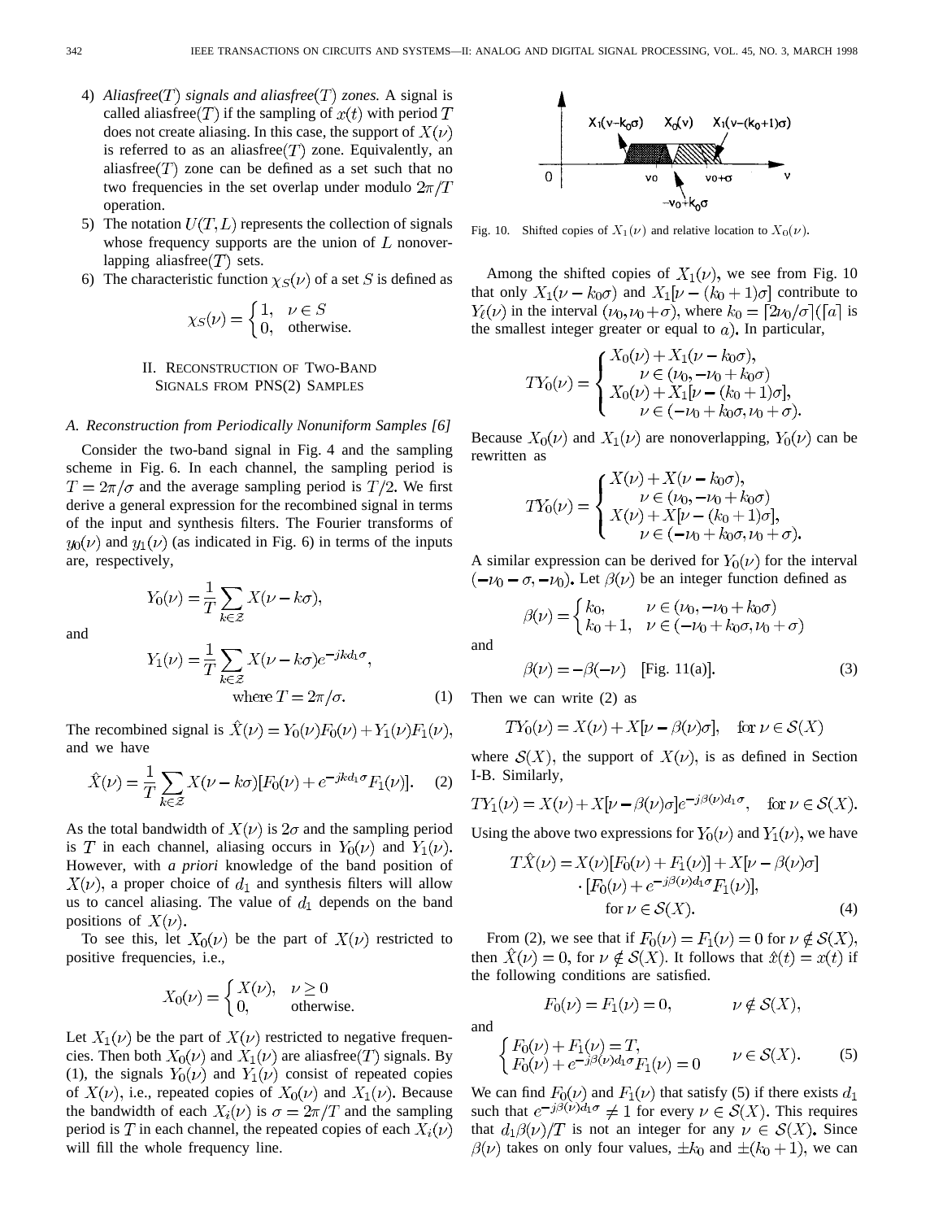4) *Aliasfree*($T$) *signals and aliasfree*($T$) *zones.* A signal is called aliasfree($T$) if the sampling of $x(t)$ with period $T$ does not create aliasing. In this case, the support of $X(\nu)$ is referred to as an aliasfree($T$) zone. Equivalently, an aliasfree($T$) zone can be defined as a set such that no two frequencies in the set overlap under modulo $2\pi/T$ operation.
5) The notation $U(T, L)$ represents the collection of signals whose frequency supports are the union of $L$ nonoverlapping aliasfree($T$) sets.
6) The characteristic function $\chi_S(\nu)$ of a set $S$ is defined as

$$\chi_S(\nu) = \begin{cases} 1, & \nu \in S \\ 0, & \text{otherwise.} \end{cases}$$

## II. Reconstruction of Two-Band Signals from PNS(2) Samples

### A. Reconstruction from Periodically Nonuniform Samples [6]

Consider the two-band signal in Fig. 4 and the sampling scheme in Fig. 6. In each channel, the sampling period is $T = 2\pi/\sigma$ and the average sampling period is $T/2$. We first derive a general expression for the recombined signal in terms of the input and synthesis filters. The Fourier transforms of $y_0(\nu)$ and $y_1(\nu)$ (as indicated in Fig. 6) in terms of the inputs are, respectively,

$$Y_0(\nu) = \frac{1}{T}\sum_{k\in\mathcal{Z}} X(\nu - k\sigma),$$

and

$$Y_1(\nu) = \frac{1}{T}\sum_{k\in\mathcal{Z}} X(\nu - k\sigma)e^{-jkd_1\sigma}, \quad \text{where } T = 2\pi/\sigma. \tag{1}$$

The recombined signal is $\hat{X}(\nu) = Y_0(\nu)F_0(\nu) + Y_1(\nu)F_1(\nu)$, and we have

$$\hat{X}(\nu) = \frac{1}{T}\sum_{k\in\mathcal{Z}} X(\nu - k\sigma)[F_0(\nu) + e^{-jkd_1\sigma}F_1(\nu)]. \tag{2}$$

As the total bandwidth of $X(\nu)$ is $2\sigma$ and the sampling period is $T$ in each channel, aliasing occurs in $Y_0(\nu)$ and $Y_1(\nu)$. However, with *a priori* knowledge of the band position of $X(\nu)$, a proper choice of $d_1$ and synthesis filters will allow us to cancel aliasing. The value of $d_1$ depends on the band positions of $X(\nu)$.

To see this, let $X_0(\nu)$ be the part of $X(\nu)$ restricted to positive frequencies, i.e.,

$$X_0(\nu) = \begin{cases} X(\nu), & \nu \geq 0 \\ 0, & \text{otherwise.} \end{cases}$$

Let $X_1(\nu)$ be the part of $X(\nu)$ restricted to negative frequencies. Then both $X_0(\nu)$ and $X_1(\nu)$ are aliasfree($T$) signals. By (1), the signals $Y_0(\nu)$ and $Y_1(\nu)$ consist of repeated copies of $X(\nu)$, i.e., repeated copies of $X_0(\nu)$ and $X_1(\nu)$. Because the bandwidth of each $X_i(\nu)$ is $\sigma = 2\pi/T$ and the sampling period is $T$ in each channel, the repeated copies of each $X_i(\nu)$ will fill the whole frequency line.

Fig. 10. Shifted copies of $X_1(\nu)$ and relative location to $X_0(\nu)$.

Among the shifted copies of $X_1(\nu)$, we see from Fig. 10 that only $X_1(\nu - k_0\sigma)$ and $X_1[\nu - (k_0+1)\sigma]$ contribute to $Y_\ell(\nu)$ in the interval $(\nu_0, \nu_0 + \sigma)$, where $k_0 = \lceil 2\nu_0/\sigma \rceil$ ($\lceil a \rceil$ is the smallest integer greater or equal to $a$). In particular,

$$TY_0(\nu) = \begin{cases} X_0(\nu) + X_1(\nu - k_0\sigma), \\ \qquad \nu \in (\nu_0, -\nu_0 + k_0\sigma) \\ X_0(\nu) + X_1[\nu - (k_0+1)\sigma], \\ \qquad \nu \in (-\nu_0 + k_0\sigma, \nu_0 + \sigma). \end{cases}$$

Because $X_0(\nu)$ and $X_1(\nu)$ are nonoverlapping, $Y_0(\nu)$ can be rewritten as

$$TY_0(\nu) = \begin{cases} X(\nu) + X(\nu - k_0\sigma), \\ \qquad \nu \in (\nu_0, -\nu_0 + k_0\sigma) \\ X(\nu) + X[\nu - (k_0+1)\sigma], \\ \qquad \nu \in (-\nu_0 + k_0\sigma, \nu_0 + \sigma). \end{cases}$$

A similar expression can be derived for $Y_0(\nu)$ for the interval $(-\nu_0 - \sigma, -\nu_0)$. Let $\beta(\nu)$ be an integer function defined as

$$\beta(\nu) = \begin{cases} k_0, & \nu \in (\nu_0, -\nu_0 + k_0\sigma) \\ k_0 + 1, & \nu \in (-\nu_0 + k_0\sigma, \nu_0 + \sigma) \end{cases}$$

and

$$\beta(\nu) = -\beta(-\nu) \quad \text{[Fig. 11(a)].} \tag{3}$$

Then we can write (2) as

$$TY_0(\nu) = X(\nu) + X[\nu - \beta(\nu)\sigma], \quad \text{for } \nu \in \mathcal{S}(X)$$

where $\mathcal{S}(X)$, the support of $X(\nu)$, is as defined in Section I-B. Similarly,

$$TY_1(\nu) = X(\nu) + X[\nu - \beta(\nu)\sigma]e^{-j\beta(\nu)d_1\sigma}, \quad \text{for } \nu \in \mathcal{S}(X).$$

Using the above two expressions for $Y_0(\nu)$ and $Y_1(\nu)$, we have

$$T\hat{X}(\nu) = X(\nu)[F_0(\nu) + F_1(\nu)] + X[\nu - \beta(\nu)\sigma] \cdot [F_0(\nu) + e^{-j\beta(\nu)d_1\sigma}F_1(\nu)], \quad \text{for } \nu \in \mathcal{S}(X). \tag{4}$$

From (2), we see that if $F_0(\nu) = F_1(\nu) = 0$ for $\nu \notin \mathcal{S}(X)$, then $\hat{X}(\nu) = 0$, for $\nu \notin \mathcal{S}(X)$. It follows that $\hat{x}(t) = x(t)$ if the following conditions are satisfied.

$$F_0(\nu) = F_1(\nu) = 0, \qquad \nu \notin \mathcal{S}(X),$$

and

$$\begin{cases} F_0(\nu) + F_1(\nu) = T, \\ F_0(\nu) + e^{-j\beta(\nu)d_1\sigma}F_1(\nu) = 0 \end{cases} \quad \nu \in \mathcal{S}(X). \tag{5}$$

We can find $F_0(\nu)$ and $F_1(\nu)$ that satisfy (5) if there exists $d_1$ such that $e^{-j\beta(\nu)d_1\sigma} \neq 1$ for every $\nu \in \mathcal{S}(X)$. This requires that $d_1\beta(\nu)/T$ is not an integer for any $\nu \in \mathcal{S}(X)$. Since $\beta(\nu)$ takes on only four values, $\pm k_0$ and $\pm(k_0+1)$, we can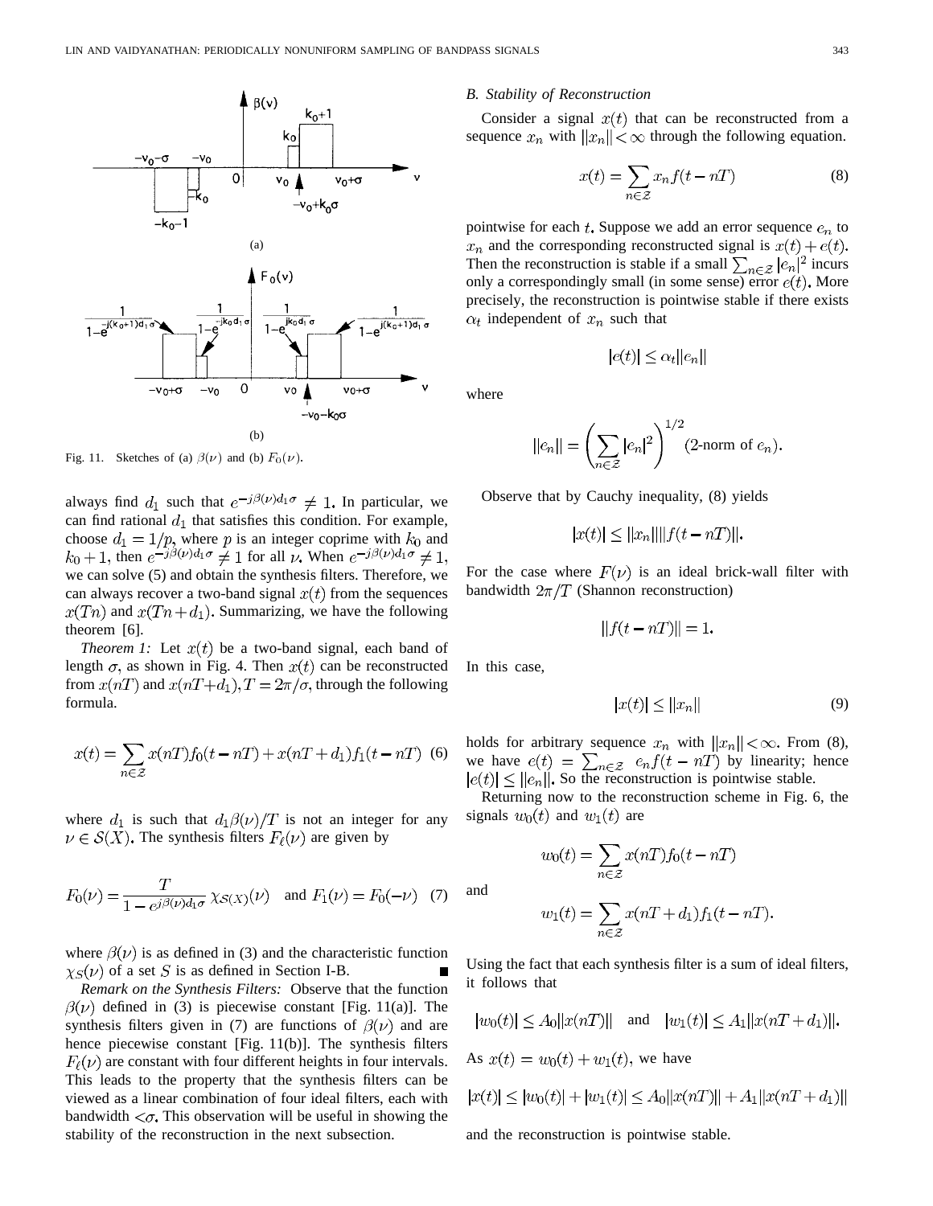Fig. 11. Sketches of (a) $\beta(\nu)$ and (b) $F_0(\nu)$.

always find $d_1$ such that $e^{-j\beta(\nu)d_1\sigma} \neq 1$. In particular, we can find rational $d_1$ that satisfies this condition. For example, choose $d_1 = 1/p$, where $p$ is an integer coprime with $k_0$ and $k_0 + 1$, then $e^{-j\beta(\nu)d_1\sigma} \neq 1$ for all $\nu$. When $e^{-j\beta(\nu)d_1\sigma} \neq 1$, we can solve (5) and obtain the synthesis filters. Therefore, we can always recover a two-band signal $x(t)$ from the sequences $x(Tn)$ and $x(Tn + d_1)$. Summarizing, we have the following theorem [6].

*Theorem 1:* Let $x(t)$ be a two-band signal, each band of length $\sigma$, as shown in Fig. 4. Then $x(t)$ can be reconstructed from $x(nT)$ and $x(nT + d_1)$, $T = 2\pi/\sigma$, through the following formula.

$$x(t) = \sum_{n \in \mathcal{Z}} x(nT) f_0(t - nT) + x(nT + d_1) f_1(t - nT) \quad (6)$$

where $d_1$ is such that $d_1\beta(\nu)/T$ is not an integer for any $\nu \in \mathcal{S}(X)$. The synthesis filters $F_\ell(\nu)$ are given by

$$F_0(\nu) = \frac{T}{1 - e^{j\beta(\nu)d_1\sigma}} \chi_{\mathcal{S}(X)}(\nu) \quad \text{and } F_1(\nu) = F_0(-\nu) \quad (7)$$

where $\beta(\nu)$ is as defined in (3) and the characteristic function $\chi_S(\nu)$ of a set $S$ is as defined in Section I-B. ■

*Remark on the Synthesis Filters:* Observe that the function $\beta(\nu)$ defined in (3) is piecewise constant [Fig. 11(a)]. The synthesis filters given in (7) are functions of $\beta(\nu)$ and are hence piecewise constant [Fig. 11(b)]. The synthesis filters $F_\ell(\nu)$ are constant with four different heights in four intervals. This leads to the property that the synthesis filters can be viewed as a linear combination of four ideal filters, each with bandwidth $<\sigma$. This observation will be useful in showing the stability of the reconstruction in the next subsection.

### B. Stability of Reconstruction

Consider a signal $x(t)$ that can be reconstructed from a sequence $x_n$ with $\|x_n\| < \infty$ through the following equation.

$$x(t) = \sum_{n \in \mathcal{Z}} x_n f(t - nT) \quad (8)$$

pointwise for each $t$. Suppose we add an error sequence $e_n$ to $x_n$ and the corresponding reconstructed signal is $x(t) + e(t)$. Then the reconstruction is stable if a small $\sum_{n \in \mathcal{Z}} |e_n|^2$ incurs only a correspondingly small (in some sense) error $e(t)$. More precisely, the reconstruction is pointwise stable if there exists $\alpha_t$ independent of $x_n$ such that

$$|e(t)| \leq \alpha_t \|e_n\|$$

where

$$\|e_n\| = \left( \sum_{n \in \mathcal{Z}} |e_n|^2 \right)^{1/2} \text{ (2-norm of } e_n).$$

Observe that by Cauchy inequality, (8) yields

$$|x(t)| \leq \|x_n\| \|f(t - nT)\|.$$

For the case where $F(\nu)$ is an ideal brick-wall filter with bandwidth $2\pi/T$ (Shannon reconstruction)

$$\|f(t - nT)\| = 1.$$

In this case,

$$|x(t)| \leq \|x_n\| \quad (9)$$

holds for arbitrary sequence $x_n$ with $\|x_n\| < \infty$. From (8), we have $e(t) = \sum_{n \in \mathcal{Z}} e_n f(t - nT)$ by linearity; hence $|e(t)| \leq \|e_n\|$. So the reconstruction is pointwise stable.

Returning now to the reconstruction scheme in Fig. 6, the signals $w_0(t)$ and $w_1(t)$ are

$$w_0(t) = \sum_{n \in \mathcal{Z}} x(nT) f_0(t - nT)$$

and

$$w_1(t) = \sum_{n \in \mathcal{Z}} x(nT + d_1) f_1(t - nT).$$

Using the fact that each synthesis filter is a sum of ideal filters, it follows that

$$|w_0(t)| \leq A_0 \|x(nT)\| \quad \text{and} \quad |w_1(t)| \leq A_1 \|x(nT + d_1)\|.$$

As $x(t) = w_0(t) + w_1(t)$, we have

$$|x(t)| \leq |w_0(t)| + |w_1(t)| \leq A_0 \|x(nT)\| + A_1 \|x(nT + d_1)\|$$

and the reconstruction is pointwise stable.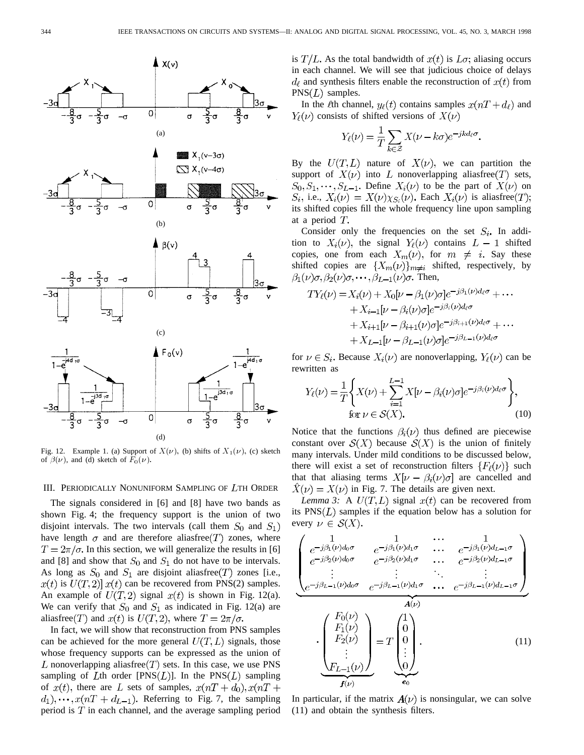Fig. 12. Example 1. (a) Support of $X(\nu)$, (b) shifts of $X_1(\nu)$, (c) sketch of $\beta(\nu)$, and (d) sketch of $F_0(\nu)$.

## III. PERIODICALLY NONUNIFORM SAMPLING OF $L$TH ORDER

The signals considered in [6] and [8] have two bands as shown Fig. 4; the frequency support is the union of two disjoint intervals. The two intervals (call them $S_0$ and $S_1$) have length $\sigma$ and are therefore aliasfree($T$) zones, where $T = 2\pi/\sigma$. In this section, we will generalize the results in [6] and [8] and show that $S_0$ and $S_1$ do not have to be intervals. As long as $S_0$ and $S_1$ are disjoint aliasfree($T$) zones [i.e., $x(t)$ is $U(T, 2)$] $x(t)$ can be recovered from PNS(2) samples. An example of $U(T, 2)$ signal $x(t)$ is shown in Fig. 12(a). We can verify that $S_0$ and $S_1$ as indicated in Fig. 12(a) are aliasfree($T$) and $x(t)$ is $U(T, 2)$, where $T = 2\pi/\sigma$.

In fact, we will show that reconstruction from PNS samples can be achieved for the more general $U(T, L)$ signals, those whose frequency supports can be expressed as the union of $L$ nonoverlapping aliasfree($T$) sets. In this case, we use PNS sampling of $L$th order [PNS($L$)]. In the PNS($L$) sampling of $x(t)$, there are $L$ sets of samples, $x(nT + d_0), x(nT + d_1), \cdots, x(nT + d_{L-1})$. Referring to Fig. 7, the sampling period is $T$ in each channel, and the average sampling period is $T/L$. As the total bandwidth of $x(t)$ is $L\sigma$; aliasing occurs in each channel. We will see that judicious choice of delays $d_\ell$ and synthesis filters enable the reconstruction of $x(t)$ from PNS($L$) samples.

In the $\ell$th channel, $y_\ell(t)$ contains samples $x(nT + d_\ell)$ and $Y_\ell(\nu)$ consists of shifted versions of $X(\nu)$

$$Y_\ell(\nu) = \frac{1}{T} \sum_{k \in \mathcal{Z}} X(\nu - k\sigma) e^{-jkd_\ell \sigma}.$$

By the $U(T, L)$ nature of $X(\nu)$, we can partition the support of $X(\nu)$ into $L$ nonoverlapping aliasfree($T$) sets, $S_0, S_1, \cdots, S_{L-1}$. Define $X_i(\nu)$ to be the part of $X(\nu)$ on $S_i$, i.e., $X_i(\nu) = X(\nu)\chi_{S_i}(\nu)$. Each $X_i(\nu)$ is aliasfree($T$); its shifted copies fill the whole frequency line upon sampling at a period $T$.

Consider only the frequencies on the set $S_i$. In addition to $X_i(\nu)$, the signal $Y_\ell(\nu)$ contains $L - 1$ shifted copies, one from each $X_m(\nu)$, for $m \neq i$. Say these shifted copies are $\{X_m(\nu)\}_{m \neq i}$ shifted, respectively, by $\beta_1(\nu)\sigma, \beta_2(\nu)\sigma, \cdots, \beta_{L-1}(\nu)\sigma$. Then,

$$\begin{aligned}
TY_\ell(\nu) = &X_i(\nu) + X_0[\nu - \beta_1(\nu)\sigma]e^{-j\beta_1(\nu)d_\ell\sigma} + \cdots \\
&+ X_{i-1}[\nu - \beta_i(\nu)\sigma]e^{-j\beta_i(\nu)d_\ell\sigma} \\
&+ X_{i+1}[\nu - \beta_{i+1}(\nu)\sigma]e^{-j\beta_{i+1}(\nu)d_\ell\sigma} + \cdots \\
&+ X_{L-1}[\nu - \beta_{L-1}(\nu)\sigma]e^{-j\beta_{L-1}(\nu)d_\ell\sigma}
\end{aligned}$$

for $\nu \in S_i$. Because $X_i(\nu)$ are nonoverlapping, $Y_\ell(\nu)$ can be rewritten as

$$Y_\ell(\nu) = \frac{1}{T}\left\{X(\nu) + \sum_{i=1}^{L-1} X[\nu - \beta_i(\nu)\sigma]e^{-j\beta_i(\nu)d_\ell\sigma}\right\}, \quad \text{for } \nu \in \mathcal{S}(X). \tag{10}$$

Notice that the functions $\beta_i(\nu)$ thus defined are piecewise constant over $\mathcal{S}(X)$ because $\mathcal{S}(X)$ is the union of finitely many intervals. Under mild conditions to be discussed below, there will exist a set of reconstruction filters $\{F_\ell(\nu)\}$ such that that aliasing terms $X[\nu - \beta_i(\nu)\sigma]$ are cancelled and $\hat{X}(\nu) = X(\nu)$ in Fig. 7. The details are given next.

*Lemma 3:* A $U(T, L)$ signal $x(t)$ can be recovered from its PNS($L$) samples if the equation below has a solution for every $\nu \in \mathcal{S}(X)$.

$$\underbrace{\begin{pmatrix}
1 & 1 & \cdots & 1 \\
e^{-j\beta_1(\nu)d_0\sigma} & e^{-j\beta_1(\nu)d_1\sigma} & \cdots & e^{-j\beta_1(\nu)d_{L-1}\sigma} \\
e^{-j\beta_2(\nu)d_0\sigma} & e^{-j\beta_2(\nu)d_1\sigma} & \cdots & e^{-j\beta_2(\nu)d_{L-1}\sigma} \\
\vdots & \vdots & \ddots & \vdots \\
e^{-j\beta_{L-1}(\nu)d_0\sigma} & e^{-j\beta_{L-1}(\nu)d_1\sigma} & \cdots & e^{-j\beta_{L-1}(\nu)d_{L-1}\sigma}
\end{pmatrix}}_{\boldsymbol{A}(\nu)}
\cdot \underbrace{\begin{pmatrix}
F_0(\nu) \\ F_1(\nu) \\ F_2(\nu) \\ \vdots \\ F_{L-1}(\nu)
\end{pmatrix}}_{\boldsymbol{f}(\nu)}
= T \underbrace{\begin{pmatrix}
1 \\ 0 \\ 0 \\ \vdots \\ 0
\end{pmatrix}}_{\boldsymbol{e}_0}. \tag{11}$$

In particular, if the matrix $\boldsymbol{A}(\nu)$ is nonsingular, we can solve (11) and obtain the synthesis filters.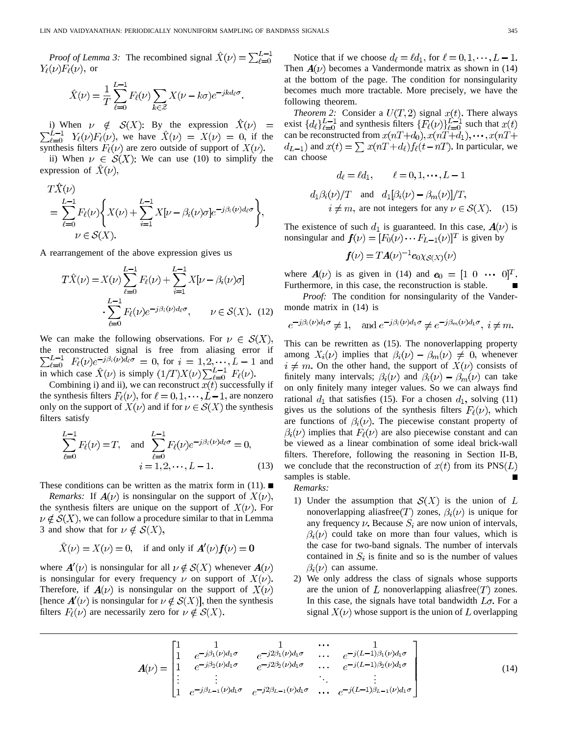*Proof of Lemma 3:* The recombined signal $\hat{X}(\nu) = \sum_{\ell=0}^{L-1} Y_\ell(\nu) F_\ell(\nu)$, or

$$\hat{X}(\nu) = \frac{1}{T}\sum_{\ell=0}^{L-1} F_\ell(\nu) \sum_{k\in\mathcal{Z}} X(\nu - k\sigma) e^{-jkd_\ell\sigma}.$$

i) When $\nu \notin \mathcal{S}(X)$: By the expression $\hat{X}(\nu) = \sum_{\ell=0}^{L-1} Y_\ell(\nu)F_\ell(\nu)$, we have $\hat{X}(\nu) = X(\nu) = 0$, if the synthesis filters $F_\ell(\nu)$ are zero outside of support of $X(\nu)$.

ii) When $\nu \in \mathcal{S}(X)$: We can use (10) to simplify the expression of $\hat{X}(\nu)$,

$$\begin{aligned} &T\hat{X}(\nu) \\ &= \sum_{\ell=0}^{L-1} F_\ell(\nu) \left\{ X(\nu) + \sum_{i=1}^{L-1} X[\nu - \beta_i(\nu)\sigma] e^{-j\beta_i(\nu) d_\ell \sigma} \right\}, \\ &\quad \nu \in \mathcal{S}(X). \end{aligned}$$

A rearrangement of the above expression gives us

$$\begin{aligned} T\hat{X}(\nu) = X(\nu)\sum_{\ell=0}^{L-1} F_\ell(\nu) + \sum_{i=1}^{L-1} X[\nu - \beta_i(\nu)\sigma] \\ \cdot \sum_{\ell=0}^{L-1} F_\ell(\nu) e^{-j\beta_i(\nu) d_\ell \sigma}, \qquad \nu \in \mathcal{S}(X). \end{aligned} \tag{12}$$

We can make the following observations. For $\nu \in \mathcal{S}(X)$, the reconstructed signal is free from aliasing error if $\sum_{\ell=0}^{L-1} F_\ell(\nu) e^{-j\beta_i(\nu) d_\ell \sigma} = 0$, for $i = 1, 2, \cdots, L-1$ and in which case $\hat{X}(\nu)$ is simply $(1/T) X(\nu) \sum_{\ell=0}^{L-1} F_\ell(\nu)$.

Combining i) and ii), we can reconstruct $x(t)$ successfully if the synthesis filters $F_\ell(\nu)$, for $\ell = 0, 1, \cdots, L-1$, are nonzero only on the support of $X(\nu)$ and if for $\nu \in \mathcal{S}(X)$ the synthesis filters satisfy

$$\sum_{\ell=0}^{L-1} F_\ell(\nu) = T, \quad \text{and} \quad \sum_{\ell=0}^{L-1} F_\ell(\nu) e^{-j\beta_i(\nu) d_\ell \sigma} = 0, \quad i = 1, 2, \cdots, L-1. \tag{13}$$

These conditions can be written as the matrix form in (11). ∎

*Remarks:* If $\boldsymbol{A}(\nu)$ is nonsingular on the support of $X(\nu)$, the synthesis filters are unique on the support of $X(\nu)$. For $\nu \notin \mathcal{S}(X)$, we can follow a procedure similar to that in Lemma 3 and show that for $\nu \notin \mathcal{S}(X)$,

$$\hat{X}(\nu) = X(\nu) = 0, \quad \text{if and only if } \boldsymbol{A}'(\nu)\boldsymbol{f}(\nu) = \boldsymbol{0}$$

where $\boldsymbol{A}'(\nu)$ is nonsingular for all $\nu \notin \mathcal{S}(X)$ whenever $\boldsymbol{A}(\nu)$ is nonsingular for every frequency $\nu$ on support of $X(\nu)$. Therefore, if $\boldsymbol{A}(\nu)$ is nonsingular on the support of $X(\nu)$ [hence $\boldsymbol{A}'(\nu)$ is nonsingular for $\nu \notin \mathcal{S}(X)$], then the synthesis filters $F_\ell(\nu)$ are necessarily zero for $\nu \notin \mathcal{S}(X)$.

Notice that if we choose $d_\ell = \ell d_1$, for $\ell = 0, 1, \cdots, L-1$. Then $\boldsymbol{A}(\nu)$ becomes a Vandermonde matrix as shown in (14) at the bottom of the page. The condition for nonsingularity becomes much more tractable. More precisely, we have the following theorem.

*Theorem 2:* Consider a $U(T, 2)$ signal $x(t)$. There always exist $\{d_\ell\}_{\ell=0}^{L-1}$ and synthesis filters $\{F_\ell(\nu)\}_{\ell=0}^{L-1}$ such that $x(t)$ can be reconstructed from $x(nT+d_0), x(nT+d_1), \cdots, x(nT+d_{L-1})$ and $x(t) = \sum x(nT+d_\ell) f_\ell(t-nT)$. In particular, we can choose

$$\begin{gathered} d_\ell = \ell d_1, \qquad \ell = 0, 1, \cdots, L-1 \\ d_1\beta_i(\nu)/T \quad \text{and} \quad d_1[\beta_i(\nu) - \beta_m(\nu)]/T, \\ i \neq m, \text{ are not integers for any } \nu \in \mathcal{S}(X). \end{gathered} \tag{15}$$

The existence of such $d_1$ is guaranteed. In this case, $\boldsymbol{A}(\nu)$ is nonsingular and $\boldsymbol{f}(\nu) = [F_0(\nu) \cdots F_{L-1}(\nu)]^T$ is given by

$$\boldsymbol{f}(\nu) = T\boldsymbol{A}(\nu)^{-1}\boldsymbol{e}_0 \chi_{\mathcal{S}(X)}(\nu)$$

where $\boldsymbol{A}(\nu)$ is as given in (14) and $\boldsymbol{e}_0 = [1 \ 0 \ \cdots \ 0]^T$. Furthermore, in this case, the reconstruction is stable. ∎

*Proof:* The condition for nonsingularity of the Vandermonde matrix in (14) is

$$e^{-j\beta_i(\nu)d_1\sigma} \neq 1, \quad \text{and } e^{-j\beta_i(\nu)d_1\sigma} \neq e^{-j\beta_m(\nu)d_1\sigma}, \ i \neq m.$$

This can be rewritten as (15). The nonoverlapping property among $X_i(\nu)$ implies that $\beta_i(\nu) - \beta_m(\nu) \neq 0$, whenever $i \neq m$. On the other hand, the support of $X(\nu)$ consists of finitely many intervals; $\beta_i(\nu)$ and $\beta_i(\nu) - \beta_m(\nu)$ can take on only finitely many integer values. So we can always find rational $d_1$ that satisfies (15). For a chosen $d_1$, solving (11) gives us the solutions of the synthesis filters $F_\ell(\nu)$, which are functions of $\beta_i(\nu)$. The piecewise constant property of $\beta_i(\nu)$ implies that $F_\ell(\nu)$ are also piecewise constant and can be viewed as a linear combination of some ideal brick-wall filters. Therefore, following the reasoning in Section II-B, we conclude that the reconstruction of $x(t)$ from its PNS($L$) samples is stable. ∎

*Remarks:*

1) Under the assumption that $\mathcal{S}(X)$ is the union of $L$ nonoverlapping aliasfree($T$) zones, $\beta_i(\nu)$ is unique for any frequency $\nu$. Because $S_i$ are now union of intervals, $\beta_i(\nu)$ could take on more than four values, which is the case for two-band signals. The number of intervals contained in $S_i$ is finite and so is the number of values $\beta_i(\nu)$ can assume.
2) We only address the class of signals whose supports are the union of $L$ nonoverlapping aliasfree($T$) zones. In this case, the signals have total bandwidth $L\sigma$. For a signal $X(\nu)$ whose support is the union of $L$ overlapping

$$\boldsymbol{A}(\nu) = \begin{bmatrix} 1 & 1 & 1 & \cdots & 1 \\ 1 & e^{-j\beta_1(\nu)d_1\sigma} & e^{-j2\beta_1(\nu)d_1\sigma} & \cdots & e^{-j(L-1)\beta_1(\nu)d_1\sigma} \\ 1 & e^{-j\beta_2(\nu)d_1\sigma} & e^{-j2\beta_2(\nu)d_1\sigma} & \cdots & e^{-j(L-1)\beta_2(\nu)d_1\sigma} \\ \vdots & \vdots & & \ddots & \vdots \\ 1 & e^{-j\beta_{L-1}(\nu)d_1\sigma} & e^{-j2\beta_{L-1}(\nu)d_1\sigma} & \cdots & e^{-j(L-1)\beta_{L-1}(\nu)d_1\sigma} \end{bmatrix} \tag{14}$$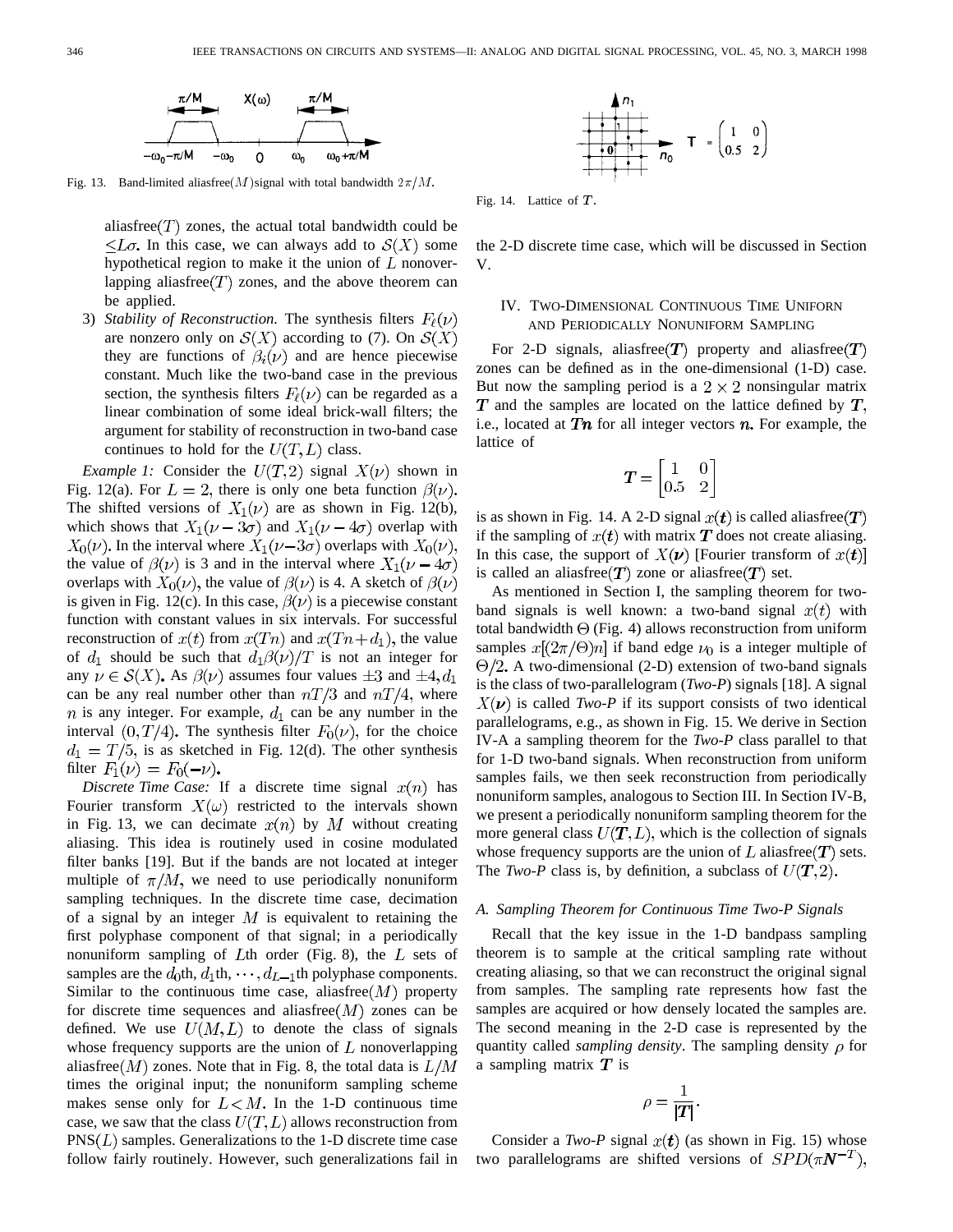Fig. 13. Band-limited aliasfree$(M)$signal with total bandwidth $2\pi/M$.

aliasfree$(T)$ zones, the actual total bandwidth could be $\leq L\sigma$. In this case, we can always add to $\mathcal{S}(X)$ some hypothetical region to make it the union of $L$ nonoverlapping aliasfree$(T)$ zones, and the above theorem can be applied.

3) *Stability of Reconstruction.* The synthesis filters $F_\ell(\nu)$ are nonzero only on $\mathcal{S}(X)$ according to (7). On $\mathcal{S}(X)$ they are functions of $\beta_i(\nu)$ and are hence piecewise constant. Much like the two-band case in the previous section, the synthesis filters $F_\ell(\nu)$ can be regarded as a linear combination of some ideal brick-wall filters; the argument for stability of reconstruction in two-band case continues to hold for the $U(T, L)$ class.

*Example 1:* Consider the $U(T, 2)$ signal $X(\nu)$ shown in Fig. 12(a). For $L = 2$, there is only one beta function $\beta(\nu)$. The shifted versions of $X_1(\nu)$ are as shown in Fig. 12(b), which shows that $X_1(\nu - 3\sigma)$ and $X_1(\nu - 4\sigma)$ overlap with $X_0(\nu)$. In the interval where $X_1(\nu - 3\sigma)$ overlaps with $X_0(\nu)$, the value of $\beta(\nu)$ is 3 and in the interval where $X_1(\nu - 4\sigma)$ overlaps with $X_0(\nu)$, the value of $\beta(\nu)$ is 4. A sketch of $\beta(\nu)$ is given in Fig. 12(c). In this case, $\beta(\nu)$ is a piecewise constant function with constant values in six intervals. For successful reconstruction of $x(t)$ from $x(Tn)$ and $x(Tn + d_1)$, the value of $d_1$ should be such that $d_1\beta(\nu)/T$ is not an integer for any $\nu \in \mathcal{S}(X)$. As $\beta(\nu)$ assumes four values $\pm 3$ and $\pm 4$, $d_1$ can be any real number other than $nT/3$ and $nT/4$, where $n$ is any integer. For example, $d_1$ can be any number in the interval $(0, T/4)$. The synthesis filter $F_0(\nu)$, for the choice $d_1 = T/5$, is as sketched in Fig. 12(d). The other synthesis filter $F_1(\nu) = F_0(-\nu)$.

*Discrete Time Case:* If a discrete time signal $x(n)$ has Fourier transform $X(\omega)$ restricted to the intervals shown in Fig. 13, we can decimate $x(n)$ by $M$ without creating aliasing. This idea is routinely used in cosine modulated filter banks [19]. But if the bands are not located at integer multiple of $\pi/M$, we need to use periodically nonuniform sampling techniques. In the discrete time case, decimation of a signal by an integer $M$ is equivalent to retaining the first polyphase component of that signal; in a periodically nonuniform sampling of $L$th order (Fig. 8), the $L$ sets of samples are the $d_0$th, $d_1$th, $\cdots, d_{L-1}$th polyphase components. Similar to the continuous time case, aliasfree$(M)$ property for discrete time sequences and aliasfree$(M)$ zones can be defined. We use $U(M, L)$ to denote the class of signals whose frequency supports are the union of $L$ nonoverlapping aliasfree$(M)$ zones. Note that in Fig. 8, the total data is $L/M$ times the original input; the nonuniform sampling scheme makes sense only for $L < M$. In the 1-D continuous time case, we saw that the class $U(T, L)$ allows reconstruction from PNS$(L)$ samples. Generalizations to the 1-D discrete time case follow fairly routinely. However, such generalizations fail in the 2-D discrete time case, which will be discussed in Section V.

Fig. 14. Lattice of $\boldsymbol{T}$.

## IV. Two-Dimensional Continuous Time Uniforn and Periodically Nonuniform Sampling

For 2-D signals, aliasfree$(\boldsymbol{T})$ property and aliasfree$(\boldsymbol{T})$ zones can be defined as in the one-dimensional (1-D) case. But now the sampling period is a $2 \times 2$ nonsingular matrix $\boldsymbol{T}$ and the samples are located on the lattice defined by $\boldsymbol{T}$, i.e., located at $\boldsymbol{Tn}$ for all integer vectors $\boldsymbol{n}$. For example, the lattice of

$$\boldsymbol{T} = \begin{bmatrix} 1 & 0 \\ 0.5 & 2 \end{bmatrix}$$

is as shown in Fig. 14. A 2-D signal $x(\boldsymbol{t})$ is called aliasfree$(\boldsymbol{T})$ if the sampling of $x(\boldsymbol{t})$ with matrix $\boldsymbol{T}$ does not create aliasing. In this case, the support of $X(\boldsymbol{\nu})$ [Fourier transform of $x(\boldsymbol{t})$] is called an aliasfree$(\boldsymbol{T})$ zone or aliasfree$(\boldsymbol{T})$ set.

As mentioned in Section I, the sampling theorem for two-band signals is well known: a two-band signal $x(t)$ with total bandwidth $\Theta$ (Fig. 4) allows reconstruction from uniform samples $x[(2\pi/\Theta)n]$ if band edge $\nu_0$ is a integer multiple of $\Theta/2$. A two-dimensional (2-D) extension of two-band signals is the class of two-parallelogram (*Two-P*) signals [18]. A signal $X(\boldsymbol{\nu})$ is called *Two-P* if its support consists of two identical parallelograms, e.g., as shown in Fig. 15. We derive in Section IV-A a sampling theorem for the *Two-P* class parallel to that for 1-D two-band signals. When reconstruction from uniform samples fails, we then seek reconstruction from periodically nonuniform samples, analogous to Section III. In Section IV-B, we present a periodically nonuniform sampling theorem for the more general class $U(\boldsymbol{T}, L)$, which is the collection of signals whose frequency supports are the union of $L$ aliasfree$(\boldsymbol{T})$ sets. The *Two-P* class is, by definition, a subclass of $U(\boldsymbol{T}, 2)$.

### A. Sampling Theorem for Continuous Time Two-P Signals

Recall that the key issue in the 1-D bandpass sampling theorem is to sample at the critical sampling rate without creating aliasing, so that we can reconstruct the original signal from samples. The sampling rate represents how fast the samples are acquired or how densely located the samples are. The second meaning in the 2-D case is represented by the quantity called *sampling density*. The sampling density $\rho$ for a sampling matrix $\boldsymbol{T}$ is

$$\rho = \frac{1}{|\boldsymbol{T}|}.$$

Consider a *Two-P* signal $x(\boldsymbol{t})$ (as shown in Fig. 15) whose two parallelograms are shifted versions of $SPD(\pi\boldsymbol{N}^{-T})$,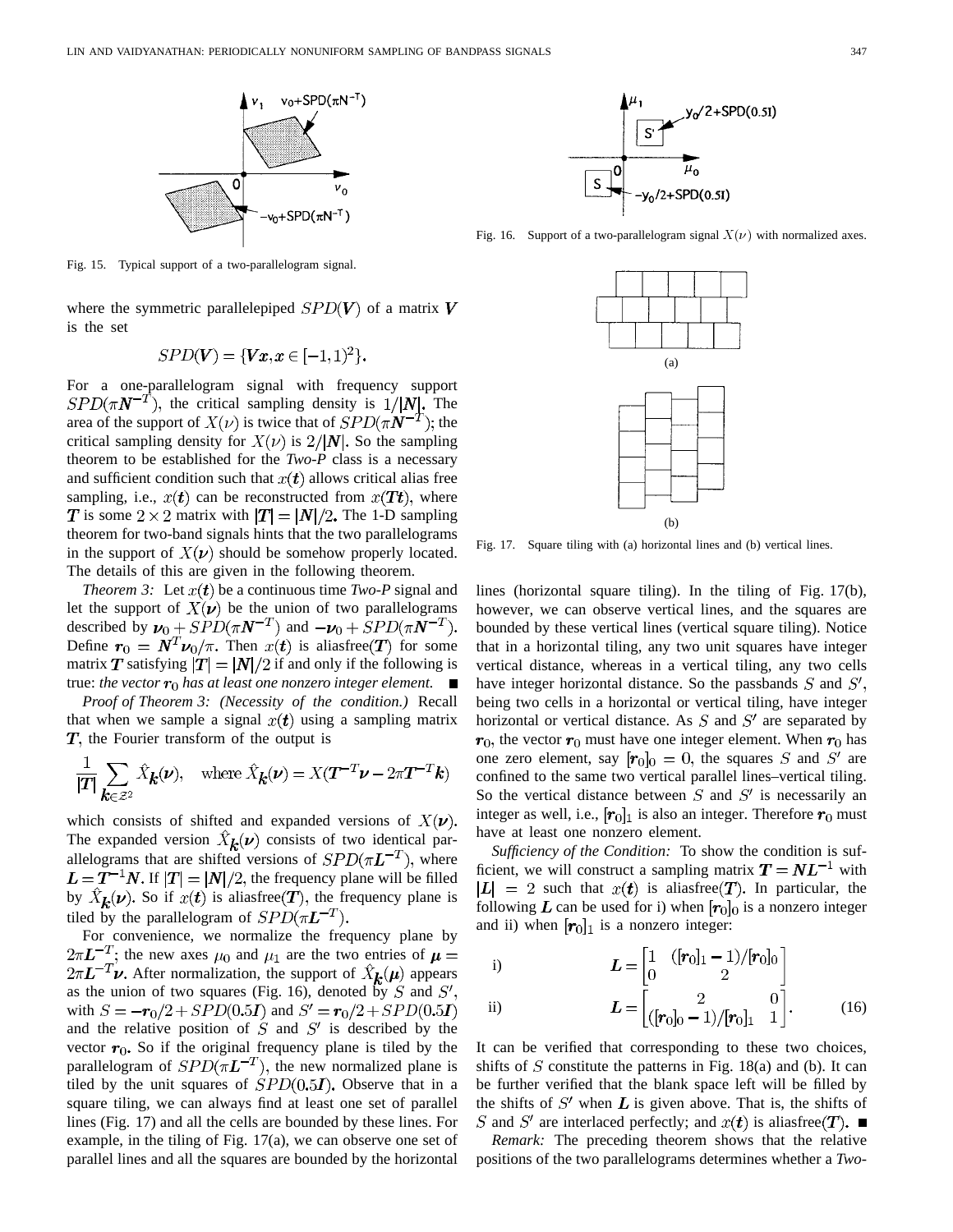Fig. 15. Typical support of a two-parallelogram signal.

where the symmetric parallelepiped $SPD(\boldsymbol{V})$ of a matrix $\boldsymbol{V}$ is the set

$$SPD(\boldsymbol{V}) = \{\boldsymbol{V}\boldsymbol{x}, \boldsymbol{x} \in [-1, 1)^2\}.$$

For a one-parallelogram signal with frequency support $SPD(\pi \boldsymbol{N}^{-T})$, the critical sampling density is $1/|\boldsymbol{N}|$. The area of the support of $X(\nu)$ is twice that of $SPD(\pi \boldsymbol{N}^{-T})$; the critical sampling density for $X(\nu)$ is $2/|\boldsymbol{N}|$. So the sampling theorem to be established for the *Two-P* class is a necessary and sufficient condition such that $x(\boldsymbol{t})$ allows critical alias free sampling, i.e., $x(\boldsymbol{t})$ can be reconstructed from $x(\boldsymbol{T}\boldsymbol{t})$, where $\boldsymbol{T}$ is some $2 \times 2$ matrix with $|\boldsymbol{T}| = |\boldsymbol{N}|/2$. The 1-D sampling theorem for two-band signals hints that the two parallelograms in the support of $X(\boldsymbol{\nu})$ should be somehow properly located. The details of this are given in the following theorem.

*Theorem 3:* Let $x(\boldsymbol{t})$ be a continuous time *Two-P* signal and let the support of $X(\boldsymbol{\nu})$ be the union of two parallelograms described by $\boldsymbol{\nu}_0 + SPD(\pi \boldsymbol{N}^{-T})$ and $-\boldsymbol{\nu}_0 + SPD(\pi \boldsymbol{N}^{-T})$. Define $\boldsymbol{r}_0 = \boldsymbol{N}^T \boldsymbol{\nu}_0/\pi$. Then $x(\boldsymbol{t})$ is aliasfree($\boldsymbol{T}$) for some matrix $\boldsymbol{T}$ satisfying $|\boldsymbol{T}| = |\boldsymbol{N}|/2$ if and only if the following is true: *the vector $\boldsymbol{r}_0$ has at least one nonzero integer element.* ■

*Proof of Theorem 3: (Necessity of the condition.)* Recall that when we sample a signal $x(\boldsymbol{t})$ using a sampling matrix $\boldsymbol{T}$, the Fourier transform of the output is

$$\frac{1}{|\boldsymbol{T}|} \sum_{\boldsymbol{k} \in \mathcal{Z}^2} \hat{X}_{\boldsymbol{k}}(\boldsymbol{\nu}), \quad \text{where } \hat{X}_{\boldsymbol{k}}(\boldsymbol{\nu}) = X(\boldsymbol{T}^{-T}\boldsymbol{\nu} - 2\pi \boldsymbol{T}^{-T}\boldsymbol{k})$$

which consists of shifted and expanded versions of $X(\boldsymbol{\nu})$. The expanded version $\hat{X}_{\boldsymbol{k}}(\boldsymbol{\nu})$ consists of two identical parallelograms that are shifted versions of $SPD(\pi \boldsymbol{L}^{-T})$, where $\boldsymbol{L} = \boldsymbol{T}^{-1}\boldsymbol{N}$. If $|\boldsymbol{T}| = |\boldsymbol{N}|/2$, the frequency plane will be filled by $\hat{X}_{\boldsymbol{k}}(\boldsymbol{\nu})$. So if $x(\boldsymbol{t})$ is aliasfree($\boldsymbol{T}$), the frequency plane is tiled by the parallelogram of $SPD(\pi \boldsymbol{L}^{-T})$.

For convenience, we normalize the frequency plane by $2\pi \boldsymbol{L}^{-T}$; the new axes $\mu_0$ and $\mu_1$ are the two entries of $\boldsymbol{\mu} = 2\pi \boldsymbol{L}^{-T}\boldsymbol{\nu}$. After normalization, the support of $\hat{X}_{\boldsymbol{k}}(\boldsymbol{\mu})$ appears as the union of two squares (Fig. 16), denoted by $S$ and $S'$, with $S = -\boldsymbol{r}_0/2 + SPD(0.5\boldsymbol{I})$ and $S' = \boldsymbol{r}_0/2 + SPD(0.5\boldsymbol{I})$ and the relative position of $S$ and $S'$ is described by the vector $\boldsymbol{r}_0$. So if the original frequency plane is tiled by the parallelogram of $SPD(\pi \boldsymbol{L}^{-T})$, the new normalized plane is tiled by the unit squares of $SPD(0.5\boldsymbol{I})$. Observe that in a square tiling, we can always find at least one set of parallel lines (Fig. 17) and all the cells are bounded by these lines. For example, in the tiling of Fig. 17(a), we can observe one set of parallel lines and all the squares are bounded by the horizontal lines (horizontal square tiling). In the tiling of Fig. 17(b), however, we can observe vertical lines, and the squares are bounded by these vertical lines (vertical square tiling). Notice that in a horizontal tiling, any two unit squares have integer vertical distance, whereas in a vertical tiling, any two cells have integer horizontal distance. So the passbands $S$ and $S'$, being two cells in a horizontal or vertical tiling, have integer horizontal or vertical distance. As $S$ and $S'$ are separated by $\boldsymbol{r}_0$, the vector $\boldsymbol{r}_0$ must have one integer element. When $\boldsymbol{r}_0$ has one zero element, say $[\boldsymbol{r}_0]_0 = 0$, the squares $S$ and $S'$ are confined to the same two vertical parallel lines–vertical tiling. So the vertical distance between $S$ and $S'$ is necessarily an integer as well, i.e., $[\boldsymbol{r}_0]_1$ is also an integer. Therefore $\boldsymbol{r}_0$ must have at least one nonzero element.

Fig. 16. Support of a two-parallelogram signal $X(\nu)$ with normalized axes.

Fig. 17. Square tiling with (a) horizontal lines and (b) vertical lines.

*Sufficiency of the Condition:* To show the condition is sufficient, we will construct a sampling matrix $\boldsymbol{T} = \boldsymbol{N}\boldsymbol{L}^{-1}$ with $|\boldsymbol{L}| = 2$ such that $x(\boldsymbol{t})$ is aliasfree($\boldsymbol{T}$). In particular, the following $\boldsymbol{L}$ can be used for i) when $[\boldsymbol{r}_0]_0$ is a nonzero integer and ii) when $[\boldsymbol{r}_0]_1$ is a nonzero integer:

$$\text{i)} \qquad \boldsymbol{L} = \begin{bmatrix} 1 & ([\boldsymbol{r}_0]_1 - 1)/[\boldsymbol{r}_0]_0 \\ 0 & 2 \end{bmatrix}$$

$$\text{ii)} \qquad \boldsymbol{L} = \begin{bmatrix} 2 & 0 \\ ([\boldsymbol{r}_0]_0 - 1)/[\boldsymbol{r}_0]_1 & 1 \end{bmatrix}. \tag{16}$$

It can be verified that corresponding to these two choices, shifts of $S$ constitute the patterns in Fig. 18(a) and (b). It can be further verified that the blank space left will be filled by the shifts of $S'$ when $\boldsymbol{L}$ is given above. That is, the shifts of $S$ and $S'$ are interlaced perfectly; and $x(\boldsymbol{t})$ is aliasfree($\boldsymbol{T}$). ■

*Remark:* The preceding theorem shows that the relative positions of the two parallelograms determines whether a *Two-*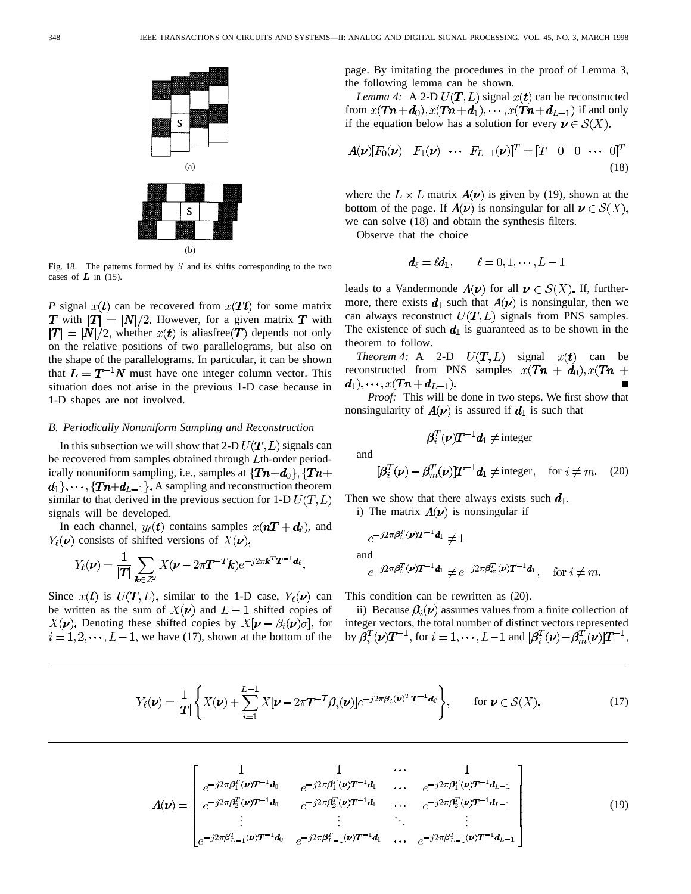Fig. 18. The patterns formed by $S$ and its shifts corresponding to the two cases of $\boldsymbol{L}$ in (15).

P signal $x(\boldsymbol{t})$ can be recovered from $x(\boldsymbol{Tt})$ for some matrix $\boldsymbol{T}$ with $|\boldsymbol{T}| = |\boldsymbol{N}|/2$. However, for a given matrix $\boldsymbol{T}$ with $|\boldsymbol{T}| = |\boldsymbol{N}|/2$, whether $x(\boldsymbol{t})$ is aliasfree($\boldsymbol{T}$) depends not only on the relative positions of two parallelograms, but also on the shape of the parallelograms. In particular, it can be shown that $\boldsymbol{L} = \boldsymbol{T}^{-1}\boldsymbol{N}$ must have one integer column vector. This situation does not arise in the previous 1-D case because in 1-D shapes are not involved.

### *B. Periodically Nonuniform Sampling and Reconstruction*

In this subsection we will show that 2-D $U(\boldsymbol{T}, L)$ signals can be recovered from samples obtained through $L$th-order periodically nonuniform sampling, i.e., samples at $\{\boldsymbol{Tn}+\boldsymbol{d}_0\}, \{\boldsymbol{Tn}+\boldsymbol{d}_1\}, \cdots, \{\boldsymbol{Tn}+\boldsymbol{d}_{L-1}\}$. A sampling and reconstruction theorem similar to that derived in the previous section for 1-D $U(T, L)$ signals will be developed.

In each channel, $y_\ell(\boldsymbol{t})$ contains samples $x(\boldsymbol{n}\boldsymbol{T} + \boldsymbol{d}_\ell)$, and $Y_\ell(\boldsymbol{\nu})$ consists of shifted versions of $X(\boldsymbol{\nu})$,

$$Y_\ell(\boldsymbol{\nu}) = \frac{1}{|\boldsymbol{T}|}\sum_{\boldsymbol{k}\in\mathcal{Z}^2} X(\boldsymbol{\nu} - 2\pi\boldsymbol{T}^{-T}\boldsymbol{k})e^{-j2\pi\boldsymbol{k}^T\boldsymbol{T}^{-1}\boldsymbol{d}_\ell}.$$

Since $x(\boldsymbol{t})$ is $U(\boldsymbol{T}, L)$, similar to the 1-D case, $Y_\ell(\boldsymbol{\nu})$ can be written as the sum of $X(\boldsymbol{\nu})$ and $L-1$ shifted copies of $X(\boldsymbol{\nu})$. Denoting these shifted copies by $X[\boldsymbol{\nu} - \boldsymbol{\beta}_i(\boldsymbol{\nu})\sigma]$, for $i = 1, 2, \cdots, L-1$, we have (17), shown at the bottom of the page. By imitating the procedures in the proof of Lemma 3, the following lemma can be shown.

*Lemma 4:* A 2-D $U(\boldsymbol{T}, L)$ signal $x(\boldsymbol{t})$ can be reconstructed from $x(\boldsymbol{Tn}+\boldsymbol{d}_0), x(\boldsymbol{Tn}+\boldsymbol{d}_1), \cdots, x(\boldsymbol{Tn}+\boldsymbol{d}_{L-1})$ if and only if the equation below has a solution for every $\boldsymbol{\nu} \in \mathcal{S}(X)$.

$$\boldsymbol{A}(\boldsymbol{\nu})[F_0(\boldsymbol{\nu}) \quad F_1(\boldsymbol{\nu}) \quad \cdots \quad F_{L-1}(\boldsymbol{\nu})]^T = [T \quad 0 \quad 0 \quad \cdots \quad 0]^T \tag{18}$$

where the $L \times L$ matrix $\boldsymbol{A}(\boldsymbol{\nu})$ is given by (19), shown at the bottom of the page. If $\boldsymbol{A}(\boldsymbol{\nu})$ is nonsingular for all $\boldsymbol{\nu} \in \mathcal{S}(X)$, we can solve (18) and obtain the synthesis filters.

Observe that the choice

$$\boldsymbol{d}_\ell = \ell\boldsymbol{d}_1, \qquad \ell = 0, 1, \cdots, L-1$$

leads to a Vandermonde $\boldsymbol{A}(\boldsymbol{\nu})$ for all $\boldsymbol{\nu} \in \mathcal{S}(X)$. If, furthermore, there exists $\boldsymbol{d}_1$ such that $\boldsymbol{A}(\boldsymbol{\nu})$ is nonsingular, then we can always reconstruct $U(\boldsymbol{T}, L)$ signals from PNS samples. The existence of such $\boldsymbol{d}_1$ is guaranteed as to be shown in the theorem to follow.

*Theorem 4:* A 2-D $U(\boldsymbol{T}, L)$ signal $x(\boldsymbol{t})$ can be reconstructed from PNS samples $x(\boldsymbol{Tn} + \boldsymbol{d}_0), x(\boldsymbol{Tn} + \boldsymbol{d}_1), \cdots, x(\boldsymbol{Tn}+\boldsymbol{d}_{L-1})$. ∎

*Proof:* This will be done in two steps. We first show that nonsingularity of $\boldsymbol{A}(\boldsymbol{\nu})$ is assured if $\boldsymbol{d}_1$ is such that

$$\boldsymbol{\beta}_i^T(\boldsymbol{\nu})\boldsymbol{T}^{-1}\boldsymbol{d}_1 \neq \text{integer}$$

and

$$[\boldsymbol{\beta}_i^T(\boldsymbol{\nu}) - \boldsymbol{\beta}_m^T(\boldsymbol{\nu})]\boldsymbol{T}^{-1}\boldsymbol{d}_1 \neq \text{integer}, \quad \text{for } i \neq m. \tag{20}$$

Then we show that there always exists such $\boldsymbol{d}_1$.

i) The matrix $\boldsymbol{A}(\boldsymbol{\nu})$ is nonsingular if

$$e^{-j2\pi\boldsymbol{\beta}_i^T(\boldsymbol{\nu})\boldsymbol{T}^{-1}\boldsymbol{d}_1} \neq 1$$

and

$$e^{-j2\pi\boldsymbol{\beta}_i^T(\boldsymbol{\nu})\boldsymbol{T}^{-1}\boldsymbol{d}_1} \neq e^{-j2\pi\boldsymbol{\beta}_m^T(\boldsymbol{\nu})\boldsymbol{T}^{-1}\boldsymbol{d}_1}, \quad \text{for } i \neq m.$$

This condition can be rewritten as (20).

ii) Because $\boldsymbol{\beta}_i(\boldsymbol{\nu})$ assumes values from a finite collection of integer vectors, the total number of distinct vectors represented by $\boldsymbol{\beta}_i^T(\boldsymbol{\nu})\boldsymbol{T}^{-1}$, for $i = 1, \cdots, L-1$ and $[\boldsymbol{\beta}_i^T(\boldsymbol{\nu}) - \boldsymbol{\beta}_m^T(\boldsymbol{\nu})]\boldsymbol{T}^{-1}$,

$$Y_\ell(\boldsymbol{\nu}) = \frac{1}{|\boldsymbol{T}|}\left\{X(\boldsymbol{\nu}) + \sum_{i=1}^{L-1} X[\boldsymbol{\nu} - 2\pi\boldsymbol{T}^{-T}\boldsymbol{\beta}_i(\boldsymbol{\nu})]e^{-j2\pi\boldsymbol{\beta}_i(\boldsymbol{\nu})^T\boldsymbol{T}^{-1}\boldsymbol{d}_\ell}\right\}, \qquad \text{for } \boldsymbol{\nu} \in \mathcal{S}(X). \tag{17}$$

$$\boldsymbol{A}(\boldsymbol{\nu}) = \begin{bmatrix} 1 & 1 & \cdots & 1 \\ e^{-j2\pi\boldsymbol{\beta}_1^T(\boldsymbol{\nu})\boldsymbol{T}^{-1}\boldsymbol{d}_0} & e^{-j2\pi\boldsymbol{\beta}_1^T(\boldsymbol{\nu})\boldsymbol{T}^{-1}\boldsymbol{d}_1} & \cdots & e^{-j2\pi\boldsymbol{\beta}_1^T(\boldsymbol{\nu})\boldsymbol{T}^{-1}\boldsymbol{d}_{L-1}} \\ e^{-j2\pi\boldsymbol{\beta}_2^T(\boldsymbol{\nu})\boldsymbol{T}^{-1}\boldsymbol{d}_0} & e^{-j2\pi\boldsymbol{\beta}_2^T(\boldsymbol{\nu})\boldsymbol{T}^{-1}\boldsymbol{d}_1} & \cdots & e^{-j2\pi\boldsymbol{\beta}_2^T(\boldsymbol{\nu})\boldsymbol{T}^{-1}\boldsymbol{d}_{L-1}} \\ \vdots & \vdots & \ddots & \vdots \\ e^{-j2\pi\boldsymbol{\beta}_{L-1}^T(\boldsymbol{\nu})\boldsymbol{T}^{-1}\boldsymbol{d}_0} & e^{-j2\pi\boldsymbol{\beta}_{L-1}^T(\boldsymbol{\nu})\boldsymbol{T}^{-1}\boldsymbol{d}_1} & \cdots & e^{-j2\pi\boldsymbol{\beta}_{L-1}^T(\boldsymbol{\nu})\boldsymbol{T}^{-1}\boldsymbol{d}_{L-1}} \end{bmatrix} \tag{19}$$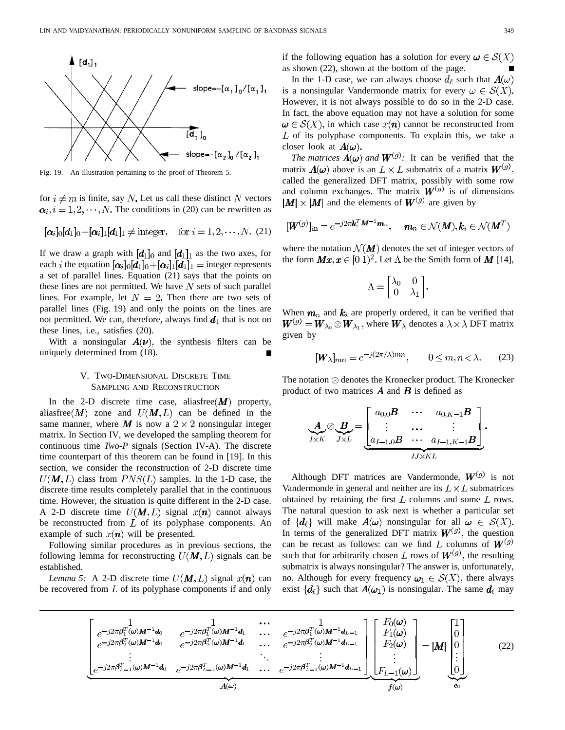Fig. 19. An illustration pertaining to the proof of Theorem 5.

for $i \neq m$ is finite, say $N$. Let us call these distinct $N$ vectors $\boldsymbol{\alpha}_i, i = 1, 2, \cdots, N$. The conditions in (20) can be rewritten as

$$[\boldsymbol{\alpha}_i]_0[\boldsymbol{d}_1]_0 + [\boldsymbol{\alpha}_i]_1[\boldsymbol{d}_1]_1 \neq \text{integer}, \quad \text{for } i = 1, 2, \cdots, N. \tag{21}$$

If we draw a graph with $[\boldsymbol{d}_1]_0$ and $[\boldsymbol{d}_1]_1$ as the two axes, for each $i$ the equation $[\boldsymbol{\alpha}_i]_0[\boldsymbol{d}_1]_0 + [\boldsymbol{\alpha}_i]_1[\boldsymbol{d}_1]_1 = \text{integer}$ represents a set of parallel lines. Equation (21) says that the points on these lines are not permitted. We have $N$ sets of such parallel lines. For example, let $N = 2$. Then there are two sets of parallel lines (Fig. 19) and only the points on the lines are not permitted. We can, therefore, always find $\boldsymbol{d}_1$ that is not on these lines, i.e., satisfies (20).

With a nonsingular $\boldsymbol{A}(\boldsymbol{\nu})$, the synthesis filters can be uniquely determined from (18). ■

## V. Two-Dimensional Discrete Time Sampling and Reconstruction

In the 2-D discrete time case, aliasfree($\boldsymbol{M}$) property, aliasfree($M$) zone and $U(\boldsymbol{M}, L)$ can be defined in the same manner, where $\boldsymbol{M}$ is now a $2 \times 2$ nonsingular integer matrix. In Section IV, we developed the sampling theorem for continuous time *Two-P* signals (Section IV-A). The discrete time counterpart of this theorem can be found in [19]. In this section, we consider the reconstruction of 2-D discrete time $U(\boldsymbol{M}, L)$ class from $PNS(L)$ samples. In the 1-D case, the discrete time results completely parallel that in the continuous time. However, the situation is quite different in the 2-D case. A 2-D discrete time $U(\boldsymbol{M}, L)$ signal $x(\boldsymbol{n})$ cannot always be reconstructed from $L$ of its polyphase components. An example of such $x(\boldsymbol{n})$ will be presented.

Following similar procedures as in previous sections, the following lemma for reconstructing $U(\boldsymbol{M}, L)$ signals can be established.

*Lemma 5:* A 2-D discrete time $U(\boldsymbol{M}, L)$ signal $x(\boldsymbol{n})$ can be recovered from $L$ of its polyphase components if and only if the following equation has a solution for every $\boldsymbol{\omega} \in \mathcal{S}(X)$ as shown (22), shown at the bottom of the page. ■

$$\underbrace{\begin{bmatrix} 1 & 1 & \cdots & 1 \\ e^{-j2\pi\boldsymbol{\beta}_1^T(\boldsymbol{\omega})\boldsymbol{M}^{-1}\boldsymbol{d}_0} & e^{-j2\pi\boldsymbol{\beta}_1^T(\boldsymbol{\omega})\boldsymbol{M}^{-1}\boldsymbol{d}_1} & \cdots & e^{-j2\pi\boldsymbol{\beta}_1^T(\boldsymbol{\omega})\boldsymbol{M}^{-1}\boldsymbol{d}_{L-1}} \\ e^{-j2\pi\boldsymbol{\beta}_2^T(\boldsymbol{\omega})\boldsymbol{M}^{-1}\boldsymbol{d}_0} & e^{-j2\pi\boldsymbol{\beta}_2^T(\boldsymbol{\omega})\boldsymbol{M}^{-1}\boldsymbol{d}_1} & \cdots & e^{-j2\pi\boldsymbol{\beta}_2^T(\boldsymbol{\omega})\boldsymbol{M}^{-1}\boldsymbol{d}_{L-1}} \\ \vdots & & \ddots & \vdots \\ e^{-j2\pi\boldsymbol{\beta}_{L-1}^T(\boldsymbol{\omega})\boldsymbol{M}^{-1}\boldsymbol{d}_0} & e^{-j2\pi\boldsymbol{\beta}_{L-1}^T(\boldsymbol{\omega})\boldsymbol{M}^{-1}\boldsymbol{d}_1} & \cdots & e^{-j2\pi\boldsymbol{\beta}_{L-1}^T(\boldsymbol{\omega})\boldsymbol{M}^{-1}\boldsymbol{d}_{L-1}} \end{bmatrix}}_{\boldsymbol{A}(\boldsymbol{\omega})} \underbrace{\begin{bmatrix} F_0(\boldsymbol{\omega}) \\ F_1(\boldsymbol{\omega}) \\ F_2(\boldsymbol{\omega}) \\ \vdots \\ F_{L-1}(\boldsymbol{\omega}) \end{bmatrix}}_{\boldsymbol{f}(\boldsymbol{\omega})} = |\boldsymbol{M}| \underbrace{\begin{bmatrix} 1 \\ 0 \\ 0 \\ \vdots \\ 0 \end{bmatrix}}_{\boldsymbol{e}_0} \tag{22}$$

In the 1-D case, we can always choose $d_\ell$ such that $\boldsymbol{A}(\omega)$ is a nonsingular Vandermonde matrix for every $\omega \in \mathcal{S}(X)$. However, it is not always possible to do so in the 2-D case. In fact, the above equation may not have a solution for some $\boldsymbol{\omega} \in \mathcal{S}(X)$, in which case $x(\boldsymbol{n})$ cannot be reconstructed from $L$ of its polyphase components. To explain this, we take a closer look at $\boldsymbol{A}(\boldsymbol{\omega})$.

*The matrices $\boldsymbol{A}(\boldsymbol{\omega})$ and $\boldsymbol{W}^{(g)}$:* It can be verified that the matrix $\boldsymbol{A}(\boldsymbol{\omega})$ above is an $L \times L$ submatrix of a matrix $\boldsymbol{W}^{(g)}$, called the generalized DFT matrix, possibly with some row and column exchanges. The matrix $\boldsymbol{W}^{(g)}$ is of dimensions $|\boldsymbol{M}| \times |\boldsymbol{M}|$ and the elements of $\boldsymbol{W}^{(g)}$ are given by

$$[\boldsymbol{W}^{(g)}]_{in} = e^{-j2\pi\boldsymbol{k}_i^T\boldsymbol{M}^{-1}\boldsymbol{m}_n}, \quad \boldsymbol{m}_n \in \mathcal{N}(\boldsymbol{M}), \boldsymbol{k}_i \in \mathcal{N}(\boldsymbol{M}^T)$$

where the notation $\mathcal{N}(\boldsymbol{M})$ denotes the set of integer vectors of the form $\boldsymbol{M}\boldsymbol{x}, \boldsymbol{x} \in [0\ 1)^2$. Let $\Lambda$ be the Smith form of $\boldsymbol{M}$ [14],

$$\Lambda = \begin{bmatrix} \lambda_0 & 0 \\ 0 & \lambda_1 \end{bmatrix}.$$

When $\boldsymbol{m}_n$ and $\boldsymbol{k}_i$ are properly ordered, it can be verified that $\boldsymbol{W}^{(g)} = \boldsymbol{W}_{\lambda_0} \otimes \boldsymbol{W}_{\lambda_1}$, where $\boldsymbol{W}_\lambda$ denotes a $\lambda \times \lambda$ DFT matrix given by

$$[\boldsymbol{W}_\lambda]_{mn} = e^{-j(2\pi/\lambda)mn}, \quad 0 \leq m, n < \lambda. \tag{23}$$

The notation $\otimes$ denotes the Kronecker product. The Kronecker product of two matrices $\boldsymbol{A}$ and $\boldsymbol{B}$ is defined as

$$\underbrace{\boldsymbol{A}}_{I \times K} \otimes \underbrace{\boldsymbol{B}}_{J \times L} = \underbrace{\begin{bmatrix} a_{0,0}\boldsymbol{B} & \cdots & a_{0,K-1}\boldsymbol{B} \\ \vdots & \cdots & \vdots \\ a_{I-1,0}\boldsymbol{B} & \cdots & a_{I-1,K-1}\boldsymbol{B} \end{bmatrix}}_{IJ \times KL}.$$

Although DFT matrices are Vandermonde, $\boldsymbol{W}^{(g)}$ is not Vandermonde in general and neither are its $L \times L$ submatrices obtained by retaining the first $L$ columns and some $L$ rows. The natural question to ask next is whether a particular set of $\{\boldsymbol{d}_\ell\}$ will make $\boldsymbol{A}(\boldsymbol{\omega})$ nonsingular for all $\boldsymbol{\omega} \in \mathcal{S}(X)$. In terms of the generalized DFT matrix $\boldsymbol{W}^{(g)}$, the question can be recast as follows: can we find $L$ columns of $\boldsymbol{W}^{(g)}$ such that for arbitrarily chosen $L$ rows of $\boldsymbol{W}^{(g)}$, the resulting submatrix is always nonsingular? The answer is, unfortunately, no. Although for every frequency $\boldsymbol{\omega}_1 \in \mathcal{S}(X)$, there always exist $\{\boldsymbol{d}_\ell\}$ such that $\boldsymbol{A}(\boldsymbol{\omega}_1)$ is nonsingular. The same $\boldsymbol{d}_\ell$ may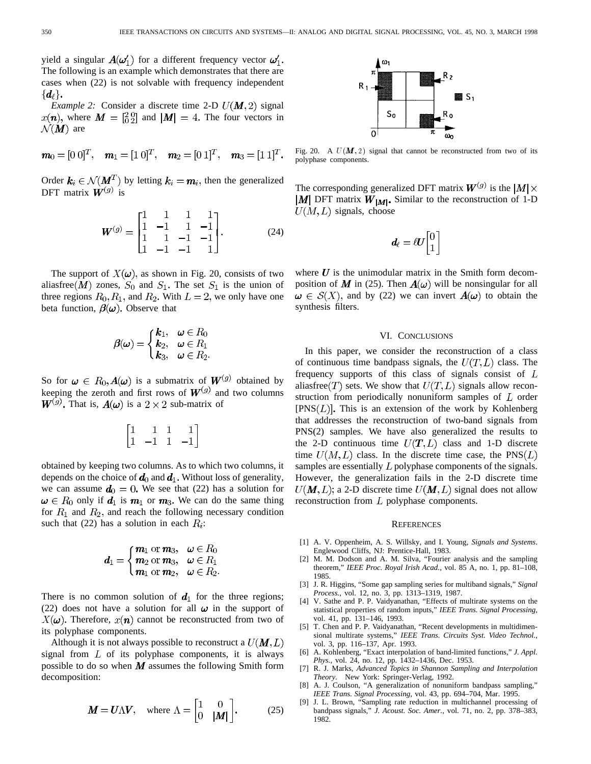yield a singular $\boldsymbol{A}(\boldsymbol{\omega}_1')$ for a different frequency vector $\boldsymbol{\omega}_1'$. The following is an example which demonstrates that there are cases when (22) is not solvable with frequency independent $\{\boldsymbol{d}_\ell\}$.

*Example 2:* Consider a discrete time 2-D $U(\boldsymbol{M}, 2)$ signal $x(\boldsymbol{n})$, where $\boldsymbol{M} = \begin{bmatrix} 2 & 0 \\ 0 & 2 \end{bmatrix}$ and $|\boldsymbol{M}| = 4$. The four vectors in $\mathcal{N}(\boldsymbol{M})$ are

$$\boldsymbol{m}_0 = [0\ 0]^T, \quad \boldsymbol{m}_1 = [1\ 0]^T, \quad \boldsymbol{m}_2 = [0\ 1]^T, \quad \boldsymbol{m}_3 = [1\ 1]^T.$$

Order $\boldsymbol{k}_i \in \mathcal{N}(\boldsymbol{M}^T)$ by letting $\boldsymbol{k}_i = \boldsymbol{m}_i$, then the generalized DFT matrix $\boldsymbol{W}^{(g)}$ is

$$\boldsymbol{W}^{(g)} = \begin{bmatrix} 1 & 1 & 1 & 1 \\ 1 & -1 & 1 & -1 \\ 1 & 1 & -1 & -1 \\ 1 & -1 & -1 & 1 \end{bmatrix}. \tag{24}$$

The support of $X(\boldsymbol{\omega})$, as shown in Fig. 20, consists of two aliasfree($\boldsymbol{M}$) zones, $S_0$ and $S_1$. The set $S_1$ is the union of three regions $R_0, R_1$, and $R_2$. With $L = 2$, we only have one beta function, $\boldsymbol{\beta}(\boldsymbol{\omega})$. Observe that

$$\boldsymbol{\beta}(\boldsymbol{\omega}) = \begin{cases} \boldsymbol{k}_1, & \boldsymbol{\omega} \in R_0 \\ \boldsymbol{k}_2, & \boldsymbol{\omega} \in R_1 \\ \boldsymbol{k}_3, & \boldsymbol{\omega} \in R_2. \end{cases}$$

So for $\boldsymbol{\omega} \in R_0, \boldsymbol{A}(\boldsymbol{\omega})$ is a submatrix of $\boldsymbol{W}^{(g)}$ obtained by keeping the zeroth and first rows of $\boldsymbol{W}^{(g)}$ and two columns $\boldsymbol{W}^{(g)}$. That is, $\boldsymbol{A}(\boldsymbol{\omega})$ is a $2 \times 2$ sub-matrix of

$$\begin{bmatrix} 1 & 1 & 1 & 1 \\ 1 & -1 & 1 & -1 \end{bmatrix}$$

obtained by keeping two columns. As to which two columns, it depends on the choice of $\boldsymbol{d}_0$ and $\boldsymbol{d}_1$. Without loss of generality, we can assume $\boldsymbol{d}_0 = 0$. We see that (22) has a solution for $\boldsymbol{\omega} \in R_0$ only if $\boldsymbol{d}_1$ is $\boldsymbol{m}_1$ or $\boldsymbol{m}_3$. We can do the same thing for $R_1$ and $R_2$, and reach the following necessary condition such that (22) has a solution in each $R_i$:

$$\boldsymbol{d}_1 = \begin{cases} \boldsymbol{m}_1 \text{ or } \boldsymbol{m}_3, & \boldsymbol{\omega} \in R_0 \\ \boldsymbol{m}_2 \text{ or } \boldsymbol{m}_3, & \boldsymbol{\omega} \in R_1 \\ \boldsymbol{m}_1 \text{ or } \boldsymbol{m}_2, & \boldsymbol{\omega} \in R_2. \end{cases}$$

There is no common solution of $\boldsymbol{d}_1$ for the three regions; (22) does not have a solution for all $\boldsymbol{\omega}$ in the support of $X(\boldsymbol{\omega})$. Therefore, $x(\boldsymbol{n})$ cannot be reconstructed from two of its polyphase components.

Although it is not always possible to reconstruct a $U(\boldsymbol{M}, L)$ signal from $L$ of its polyphase components, it is always possible to do so when $\boldsymbol{M}$ assumes the following Smith form decomposition:

$$\boldsymbol{M} = \boldsymbol{U}\Lambda\boldsymbol{V}, \quad \text{where } \Lambda = \begin{bmatrix} 1 & 0 \\ 0 & |\boldsymbol{M}| \end{bmatrix}. \tag{25}$$

Fig. 20. A $U(\boldsymbol{M}, 2)$ signal that cannot be reconstructed from two of its polyphase components.

The corresponding generalized DFT matrix $\boldsymbol{W}^{(g)}$ is the $|\boldsymbol{M}| \times |\boldsymbol{M}|$ DFT matrix $\boldsymbol{W}_{|\boldsymbol{M}|}$. Similar to the reconstruction of 1-D $U(M, L)$ signals, choose

$$\boldsymbol{d}_\ell = \ell \boldsymbol{U} \begin{bmatrix} 0 \\ 1 \end{bmatrix}$$

where $\boldsymbol{U}$ is the unimodular matrix in the Smith form decomposition of $\boldsymbol{M}$ in (25). Then $\boldsymbol{A}(\boldsymbol{\omega})$ will be nonsingular for all $\boldsymbol{\omega} \in \mathcal{S}(X)$, and by (22) we can invert $\boldsymbol{A}(\boldsymbol{\omega})$ to obtain the synthesis filters.

## VI. Conclusions

In this paper, we consider the reconstruction of a class of continuous time bandpass signals, the $U(T, L)$ class. The frequency supports of this class of signals consist of $L$ aliasfree($T$) sets. We show that $U(T, L)$ signals allow reconstruction from periodically nonuniform samples of $L$ order [PNS($L$)]. This is an extension of the work by Kohlenberg that addresses the reconstruction of two-band signals from PNS(2) samples. We have also generalized the results to the 2-D continuous time $U(\boldsymbol{T}, L)$ class and 1-D discrete time $U(M, L)$ class. In the discrete time case, the PNS($L$) samples are essentially $L$ polyphase components of the signals. However, the generalization fails in the 2-D discrete time $U(\boldsymbol{M}, L)$; a 2-D discrete time $U(\boldsymbol{M}, L)$ signal does not allow reconstruction from $L$ polyphase components.

## References

[1] A. V. Oppenheim, A. S. Willsky, and I. Young, *Signals and Systems*. Englewood Cliffs, NJ: Prentice-Hall, 1983.

[2] M. M. Dodson and A. M. Silva, "Fourier analysis and the sampling theorem," *IEEE Proc. Royal Irish Acad.*, vol. 85 A, no. 1, pp. 81–108, 1985.

[3] J. R. Higgins, "Some gap sampling series for multiband signals," *Signal Process.*, vol. 12, no. 3, pp. 1313–1319, 1987.

[4] V. Sathe and P. P. Vaidyanathan, "Effects of multirate systems on the statistical properties of random inputs," *IEEE Trans. Signal Processing*, vol. 41, pp. 131–146, 1993.

[5] T. Chen and P. P. Vaidyanathan, "Recent developments in multidimensional multirate systems," *IEEE Trans. Circuits Syst. Video Technol.*, vol. 3, pp. 116–137, Apr. 1993.

[6] A. Kohlenberg, "Exact interpolation of band-limited functions," *J. Appl. Phys.*, vol. 24, no. 12, pp. 1432–1436, Dec. 1953.

[7] R. J. Marks, *Advanced Topics in Shannon Sampling and Interpolation Theory*. New York: Springer-Verlag, 1992.

[8] A. J. Coulson, "A generalization of nonuniform bandpass sampling," *IEEE Trans. Signal Processing*, vol. 43, pp. 694–704, Mar. 1995.

[9] J. L. Brown, "Sampling rate reduction in multichannel processing of bandpass signals," *J. Acoust. Soc. Amer.*, vol. 71, no. 2, pp. 378–383, 1982.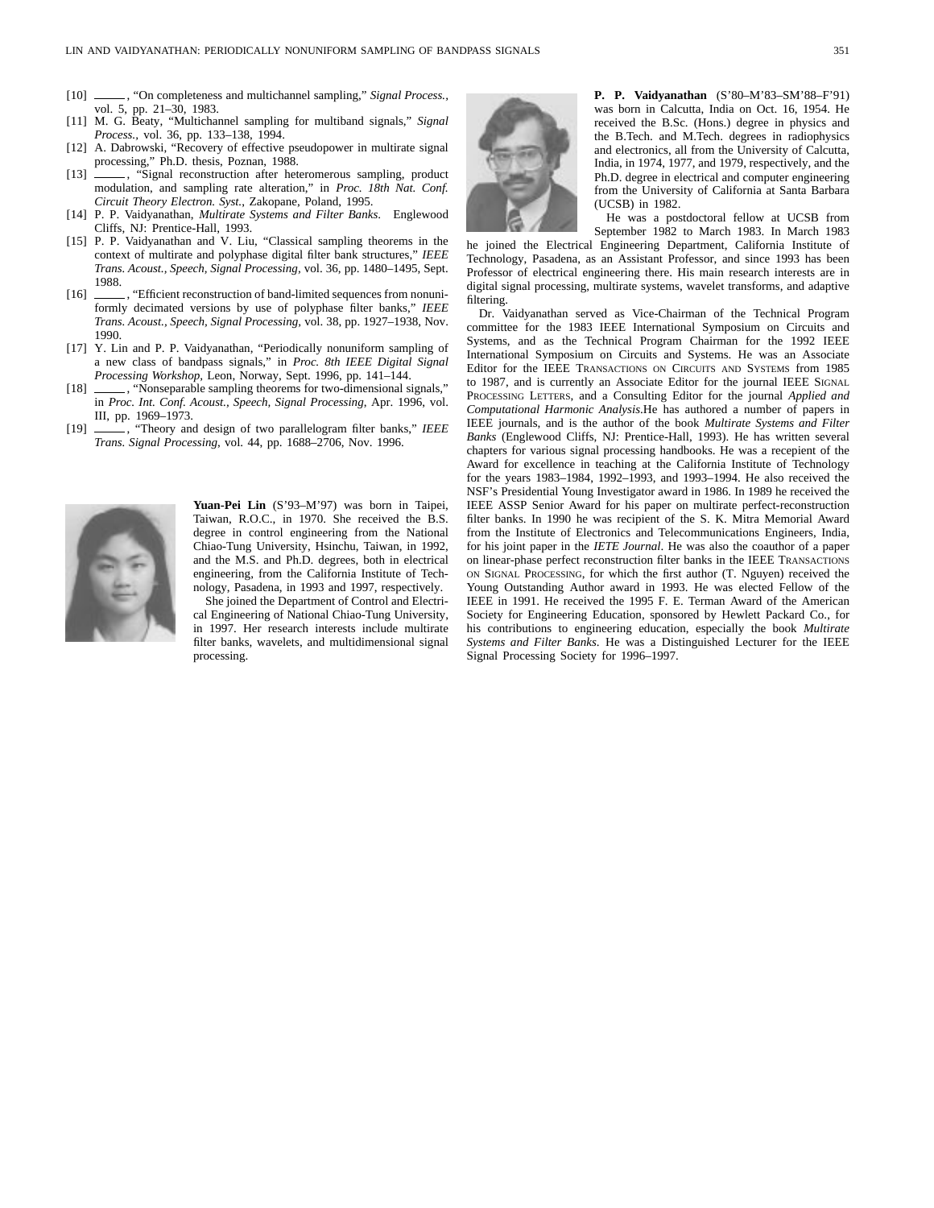[10] ———, "On completeness and multichannel sampling," *Signal Process.*, vol. 5, pp. 21–30, 1983.

[11] M. G. Beaty, "Multichannel sampling for multiband signals," *Signal Process.*, vol. 36, pp. 133–138, 1994.

[12] A. Dabrowski, "Recovery of effective pseudopower in multirate signal processing," Ph.D. thesis, Poznan, 1988.

[13] ———, "Signal reconstruction after heteromerous sampling, product modulation, and sampling rate alteration," in *Proc. 18th Nat. Conf. Circuit Theory Electron. Syst.*, Zakopane, Poland, 1995.

[14] P. P. Vaidyanathan, *Multirate Systems and Filter Banks*. Englewood Cliffs, NJ: Prentice-Hall, 1993.

[15] P. P. Vaidyanathan and V. Liu, "Classical sampling theorems in the context of multirate and polyphase digital filter bank structures," *IEEE Trans. Acoust., Speech, Signal Processing*, vol. 36, pp. 1480–1495, Sept. 1988.

[16] ———, "Efficient reconstruction of band-limited sequences from nonuniformly decimated versions by use of polyphase filter banks," *IEEE Trans. Acoust., Speech, Signal Processing*, vol. 38, pp. 1927–1938, Nov. 1990.

[17] Y. Lin and P. P. Vaidyanathan, "Periodically nonuniform sampling of a new class of bandpass signals," in *Proc. 8th IEEE Digital Signal Processing Workshop*, Leon, Norway, Sept. 1996, pp. 141–144.

[18] ———, "Nonseparable sampling theorems for two-dimensional signals," in *Proc. Int. Conf. Acoust., Speech, Signal Processing*, Apr. 1996, vol. III, pp. 1969–1973.

[19] ———, "Theory and design of two parallelogram filter banks," *IEEE Trans. Signal Processing*, vol. 44, pp. 1688–2706, Nov. 1996.

**Yuan-Pei Lin** (S'93–M'97) was born in Taipei, Taiwan, R.O.C., in 1970. She received the B.S. degree in control engineering from the National Chiao-Tung University, Hsinchu, Taiwan, in 1992, and the M.S. and Ph.D. degrees, both in electrical engineering, from the California Institute of Technology, Pasadena, in 1993 and 1997, respectively.

She joined the Department of Control and Electrical Engineering of National Chiao-Tung University, in 1997. Her research interests include multirate filter banks, wavelets, and multidimensional signal processing.

**P. P. Vaidyanathan** (S'80–M'83–SM'88–F'91) was born in Calcutta, India on Oct. 16, 1954. He received the B.Sc. (Hons.) degree in physics and the B.Tech. and M.Tech. degrees in radiophysics and electronics, all from the University of Calcutta, India, in 1974, 1977, and 1979, respectively, and the Ph.D. degree in electrical and computer engineering from the University of California at Santa Barbara (UCSB) in 1982.

He was a postdoctoral fellow at UCSB from September 1982 to March 1983. In March 1983 he joined the Electrical Engineering Department, California Institute of Technology, Pasadena, as an Assistant Professor, and since 1993 has been Professor of electrical engineering there. His main research interests are in digital signal processing, multirate systems, wavelet transforms, and adaptive filtering.

Dr. Vaidyanathan served as Vice-Chairman of the Technical Program committee for the 1983 IEEE International Symposium on Circuits and Systems, and as the Technical Program Chairman for the 1992 IEEE International Symposium on Circuits and Systems. He was an Associate Editor for the IEEE TRANSACTIONS ON CIRCUITS AND SYSTEMS from 1985 to 1987, and is currently an Associate Editor for the journal IEEE SIGNAL PROCESSING LETTERS, and a Consulting Editor for the journal *Applied and Computational Harmonic Analysis*.He has authored a number of papers in IEEE journals, and is the author of the book *Multirate Systems and Filter Banks* (Englewood Cliffs, NJ: Prentice-Hall, 1993). He has written several chapters for various signal processing handbooks. He was a recepient of the Award for excellence in teaching at the California Institute of Technology for the years 1983–1984, 1992–1993, and 1993–1994. He also received the NSF's Presidential Young Investigator award in 1986. In 1989 he received the IEEE ASSP Senior Award for his paper on multirate perfect-reconstruction filter banks. In 1990 he was recipient of the S. K. Mitra Memorial Award from the Institute of Electronics and Telecommunications Engineers, India, for his joint paper in the *IETE Journal*. He was also the coauthor of a paper on linear-phase perfect reconstruction filter banks in the IEEE TRANSACTIONS ON SIGNAL PROCESSING, for which the first author (T. Nguyen) received the Young Outstanding Author award in 1993. He was elected Fellow of the IEEE in 1991. He received the 1995 F. E. Terman Award of the American Society for Engineering Education, sponsored by Hewlett Packard Co., for his contributions to engineering education, especially the book *Multirate Systems and Filter Banks*. He was a Distinguished Lecturer for the IEEE Signal Processing Society for 1996–1997.